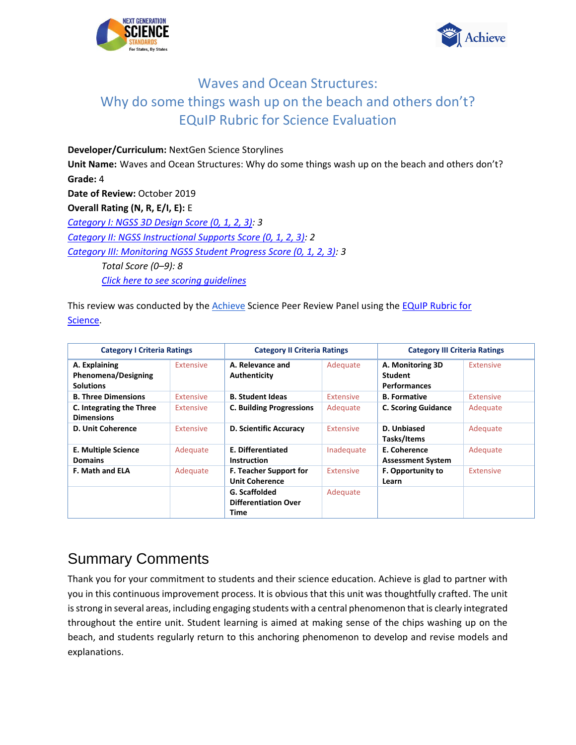# Waves and Ocean Structures:
# Why do some things wash up on the beach and others don't?
# EQuIP Rubric for Science Evaluation

**Developer/Curriculum:** NextGen Science Storylines

**Unit Name:** Waves and Ocean Structures: Why do some things wash up on the beach and others don't?

**Grade:** 4

**Date of Review:** October 2019

**Overall Rating (N, R, E/I, E):** E

*Category I: NGSS 3D Design Score (0, 1, 2, 3): 3*

*Category II: NGSS Instructional Supports Score (0, 1, 2, 3): 2*

*Category III: Monitoring NGSS Student Progress Score (0, 1, 2, 3): 3*

*Total Score (0–9): 8*

*Click here to see scoring guidelines*

This review was conducted by the Achieve Science Peer Review Panel using the EQuIP Rubric for Science.

| Category I Criteria Ratings | | Category II Criteria Ratings | | Category III Criteria Ratings | |
|---|---|---|---|---|---|
| **A. Explaining Phenomena/Designing Solutions** | Extensive | **A. Relevance and Authenticity** | Adequate | **A. Monitoring 3D Student Performances** | Extensive |
| **B. Three Dimensions** | Extensive | **B. Student Ideas** | Extensive | **B. Formative** | Extensive |
| **C. Integrating the Three Dimensions** | Extensive | **C. Building Progressions** | Adequate | **C. Scoring Guidance** | Adequate |
| **D. Unit Coherence** | Extensive | **D. Scientific Accuracy** | Extensive | **D. Unbiased Tasks/Items** | Adequate |
| **E. Multiple Science Domains** | Adequate | **E. Differentiated Instruction** | Inadequate | **E. Coherence Assessment System** | Adequate |
| **F. Math and ELA** | Adequate | **F. Teacher Support for Unit Coherence** | Extensive | **F. Opportunity to Learn** | Extensive |
| | | **G. Scaffolded Differentiation Over Time** | Adequate | | |

## Summary Comments

Thank you for your commitment to students and their science education. Achieve is glad to partner with you in this continuous improvement process. It is obvious that this unit was thoughtfully crafted. The unit is strong in several areas, including engaging students with a central phenomenon that is clearly integrated throughout the entire unit. Student learning is aimed at making sense of the chips washing up on the beach, and students regularly return to this anchoring phenomenon to develop and revise models and explanations.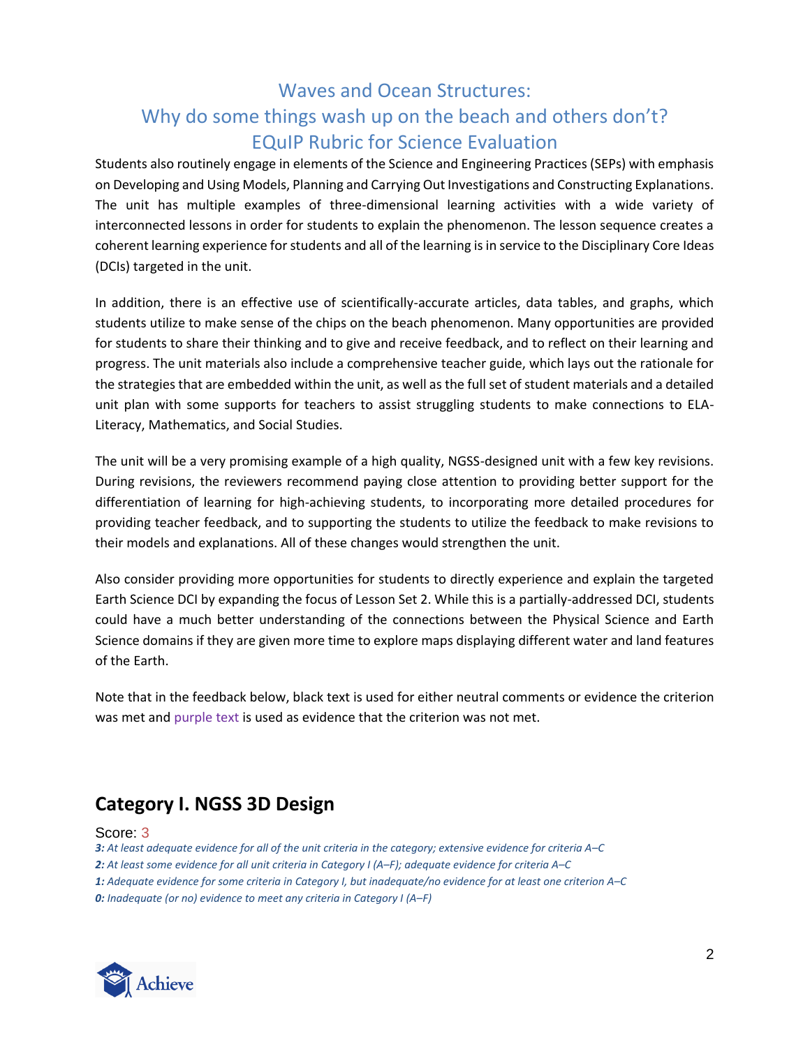Students also routinely engage in elements of the Science and Engineering Practices (SEPs) with emphasis on Developing and Using Models, Planning and Carrying Out Investigations and Constructing Explanations. The unit has multiple examples of three-dimensional learning activities with a wide variety of interconnected lessons in order for students to explain the phenomenon. The lesson sequence creates a coherent learning experience for students and all of the learning is in service to the Disciplinary Core Ideas (DCIs) targeted in the unit.

In addition, there is an effective use of scientifically-accurate articles, data tables, and graphs, which students utilize to make sense of the chips on the beach phenomenon. Many opportunities are provided for students to share their thinking and to give and receive feedback, and to reflect on their learning and progress. The unit materials also include a comprehensive teacher guide, which lays out the rationale for the strategies that are embedded within the unit, as well as the full set of student materials and a detailed unit plan with some supports for teachers to assist struggling students to make connections to ELA-Literacy, Mathematics, and Social Studies.

The unit will be a very promising example of a high quality, NGSS-designed unit with a few key revisions. During revisions, the reviewers recommend paying close attention to providing better support for the differentiation of learning for high-achieving students, to incorporating more detailed procedures for providing teacher feedback, and to supporting the students to utilize the feedback to make revisions to their models and explanations. All of these changes would strengthen the unit.

Also consider providing more opportunities for students to directly experience and explain the targeted Earth Science DCI by expanding the focus of Lesson Set 2. While this is a partially-addressed DCI, students could have a much better understanding of the connections between the Physical Science and Earth Science domains if they are given more time to explore maps displaying different water and land features of the Earth.

Note that in the feedback below, black text is used for either neutral comments or evidence the criterion was met and purple text is used as evidence that the criterion was not met.

## Category I. NGSS 3D Design

Score: 3

***3:** At least adequate evidence for all of the unit criteria in the category; extensive evidence for criteria A–C*

***2:** At least some evidence for all unit criteria in Category I (A–F); adequate evidence for criteria A–C*

***1:** Adequate evidence for some criteria in Category I, but inadequate/no evidence for at least one criterion A–C*

***0:** Inadequate (or no) evidence to meet any criteria in Category I (A–F)*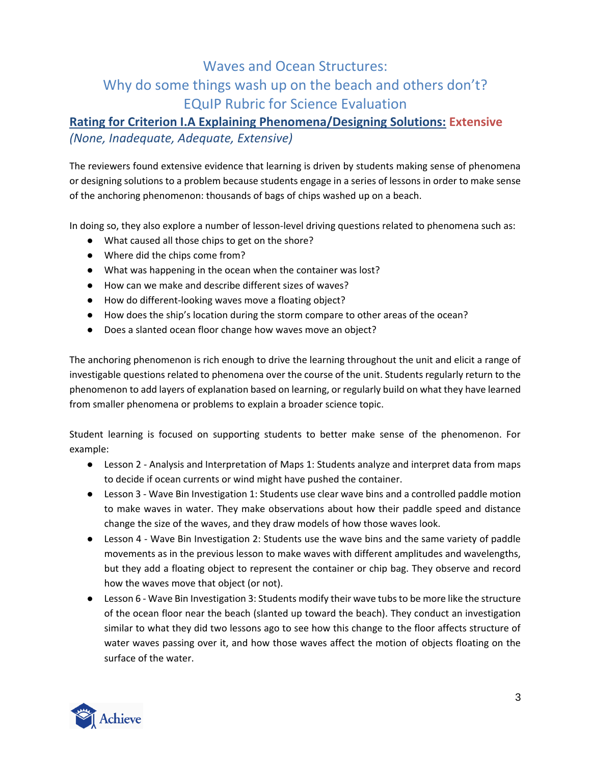# Waves and Ocean Structures:
# Why do some things wash up on the beach and others don't?
# EQuIP Rubric for Science Evaluation

## Rating for Criterion I.A Explaining Phenomena/Designing Solutions: Extensive

*(None, Inadequate, Adequate, Extensive)*

The reviewers found extensive evidence that learning is driven by students making sense of phenomena or designing solutions to a problem because students engage in a series of lessons in order to make sense of the anchoring phenomenon: thousands of bags of chips washed up on a beach.

In doing so, they also explore a number of lesson-level driving questions related to phenomena such as:

- What caused all those chips to get on the shore?
- Where did the chips come from?
- What was happening in the ocean when the container was lost?
- How can we make and describe different sizes of waves?
- How do different-looking waves move a floating object?
- How does the ship's location during the storm compare to other areas of the ocean?
- Does a slanted ocean floor change how waves move an object?

The anchoring phenomenon is rich enough to drive the learning throughout the unit and elicit a range of investigable questions related to phenomena over the course of the unit. Students regularly return to the phenomenon to add layers of explanation based on learning, or regularly build on what they have learned from smaller phenomena or problems to explain a broader science topic.

Student learning is focused on supporting students to better make sense of the phenomenon. For example:

- Lesson 2 - Analysis and Interpretation of Maps 1: Students analyze and interpret data from maps to decide if ocean currents or wind might have pushed the container.
- Lesson 3 - Wave Bin Investigation 1: Students use clear wave bins and a controlled paddle motion to make waves in water. They make observations about how their paddle speed and distance change the size of the waves, and they draw models of how those waves look.
- Lesson 4 - Wave Bin Investigation 2: Students use the wave bins and the same variety of paddle movements as in the previous lesson to make waves with different amplitudes and wavelengths, but they add a floating object to represent the container or chip bag. They observe and record how the waves move that object (or not).
- Lesson 6 - Wave Bin Investigation 3: Students modify their wave tubs to be more like the structure of the ocean floor near the beach (slanted up toward the beach). They conduct an investigation similar to what they did two lessons ago to see how this change to the floor affects structure of water waves passing over it, and how those waves affect the motion of objects floating on the surface of the water.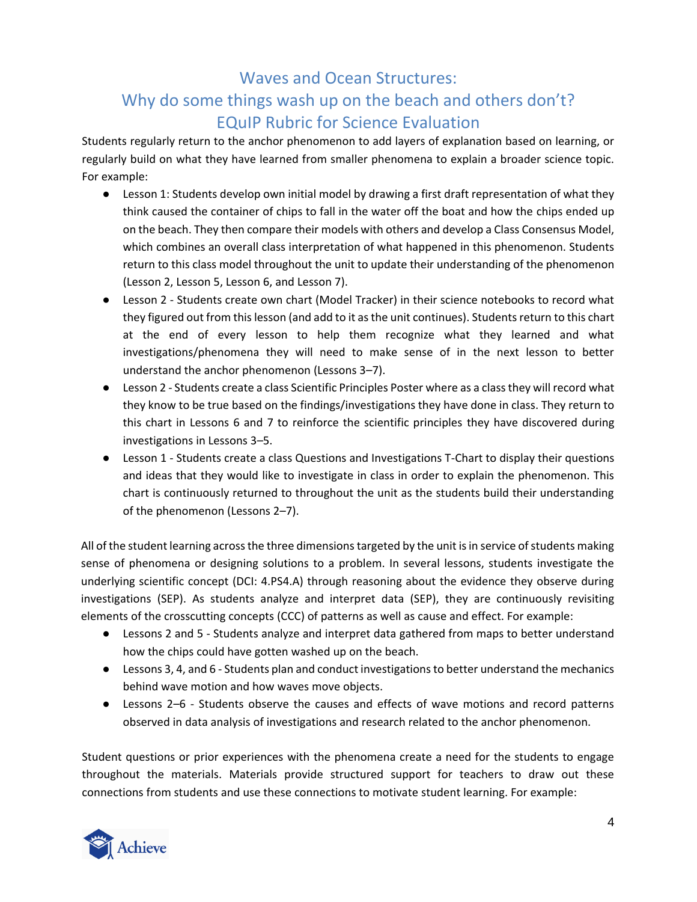# Waves and Ocean Structures:
# Why do some things wash up on the beach and others don't?
# EQuIP Rubric for Science Evaluation

Students regularly return to the anchor phenomenon to add layers of explanation based on learning, or regularly build on what they have learned from smaller phenomena to explain a broader science topic. For example:

- Lesson 1: Students develop own initial model by drawing a first draft representation of what they think caused the container of chips to fall in the water off the boat and how the chips ended up on the beach. They then compare their models with others and develop a Class Consensus Model, which combines an overall class interpretation of what happened in this phenomenon. Students return to this class model throughout the unit to update their understanding of the phenomenon (Lesson 2, Lesson 5, Lesson 6, and Lesson 7).
- Lesson 2 - Students create own chart (Model Tracker) in their science notebooks to record what they figured out from this lesson (and add to it as the unit continues). Students return to this chart at the end of every lesson to help them recognize what they learned and what investigations/phenomena they will need to make sense of in the next lesson to better understand the anchor phenomenon (Lessons 3–7).
- Lesson 2 - Students create a class Scientific Principles Poster where as a class they will record what they know to be true based on the findings/investigations they have done in class. They return to this chart in Lessons 6 and 7 to reinforce the scientific principles they have discovered during investigations in Lessons 3–5.
- Lesson 1 - Students create a class Questions and Investigations T-Chart to display their questions and ideas that they would like to investigate in class in order to explain the phenomenon. This chart is continuously returned to throughout the unit as the students build their understanding of the phenomenon (Lessons 2–7).

All of the student learning across the three dimensions targeted by the unit is in service of students making sense of phenomena or designing solutions to a problem. In several lessons, students investigate the underlying scientific concept (DCI: 4.PS4.A) through reasoning about the evidence they observe during investigations (SEP). As students analyze and interpret data (SEP), they are continuously revisiting elements of the crosscutting concepts (CCC) of patterns as well as cause and effect. For example:

- Lessons 2 and 5 - Students analyze and interpret data gathered from maps to better understand how the chips could have gotten washed up on the beach.
- Lessons 3, 4, and 6 - Students plan and conduct investigations to better understand the mechanics behind wave motion and how waves move objects.
- Lessons 2–6 - Students observe the causes and effects of wave motions and record patterns observed in data analysis of investigations and research related to the anchor phenomenon.

Student questions or prior experiences with the phenomena create a need for the students to engage throughout the materials. Materials provide structured support for teachers to draw out these connections from students and use these connections to motivate student learning. For example: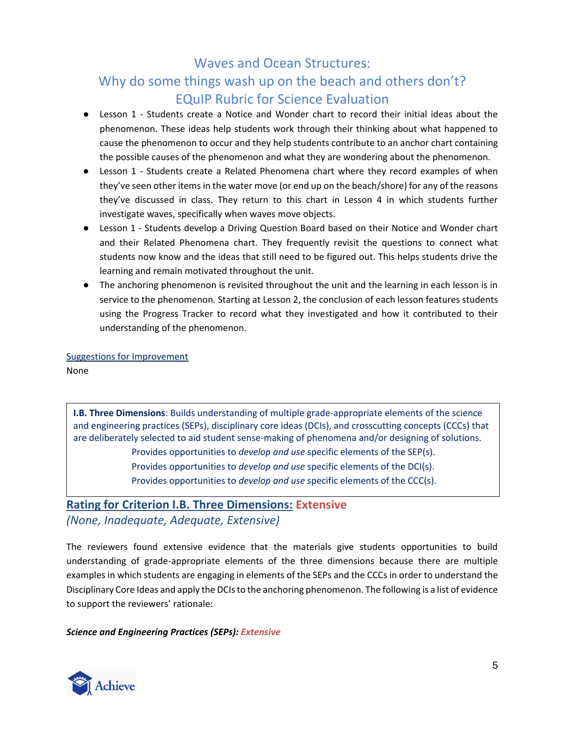- Lesson 1 - Students create a Notice and Wonder chart to record their initial ideas about the phenomenon. These ideas help students work through their thinking about what happened to cause the phenomenon to occur and they help students contribute to an anchor chart containing the possible causes of the phenomenon and what they are wondering about the phenomenon.
- Lesson 1 - Students create a Related Phenomena chart where they record examples of when they've seen other items in the water move (or end up on the beach/shore) for any of the reasons they've discussed in class. They return to this chart in Lesson 4 in which students further investigate waves, specifically when waves move objects.
- Lesson 1 - Students develop a Driving Question Board based on their Notice and Wonder chart and their Related Phenomena chart. They frequently revisit the questions to connect what students now know and the ideas that still need to be figured out. This helps students drive the learning and remain motivated throughout the unit.
- The anchoring phenomenon is revisited throughout the unit and the learning in each lesson is in service to the phenomenon. Starting at Lesson 2, the conclusion of each lesson features students using the Progress Tracker to record what they investigated and how it contributed to their understanding of the phenomenon.

Suggestions for Improvement

None

**I.B. Three Dimensions**: Builds understanding of multiple grade-appropriate elements of the science and engineering practices (SEPs), disciplinary core ideas (DCIs), and crosscutting concepts (CCCs) that are deliberately selected to aid student sense-making of phenomena and/or designing of solutions.

Provides opportunities to *develop and use* specific elements of the SEP(s).

Provides opportunities to *develop and use* specific elements of the DCI(s).

Provides opportunities to *develop and use* specific elements of the CCC(s).

## Rating for Criterion I.B. Three Dimensions: Extensive

*(None, Inadequate, Adequate, Extensive)*

The reviewers found extensive evidence that the materials give students opportunities to build understanding of grade-appropriate elements of the three dimensions because there are multiple examples in which students are engaging in elements of the SEPs and the CCCs in order to understand the Disciplinary Core Ideas and apply the DCIs to the anchoring phenomenon. The following is a list of evidence to support the reviewers' rationale:

***Science and Engineering Practices (SEPs): Extensive***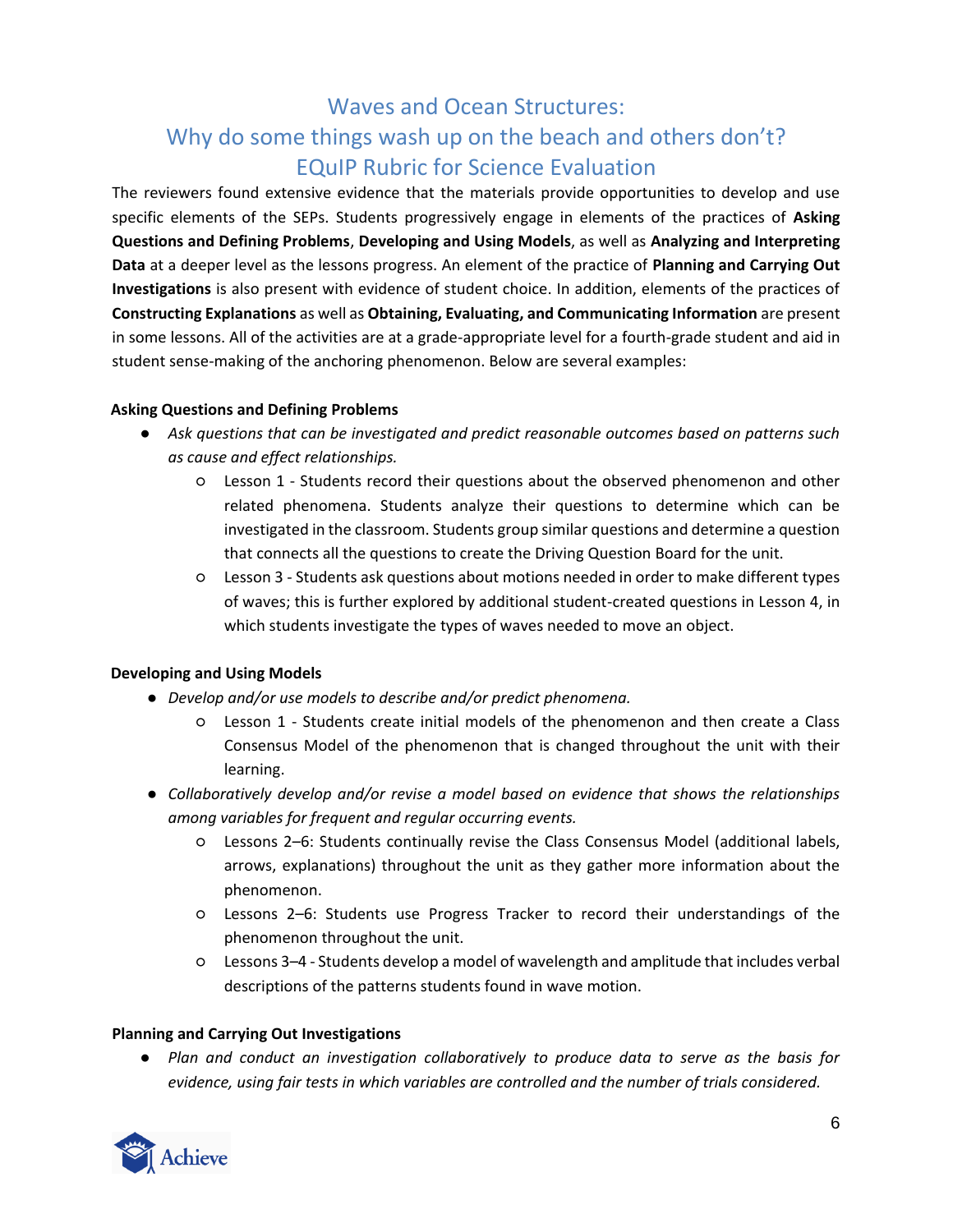## Waves and Ocean Structures: Why do some things wash up on the beach and others don't? EQuIP Rubric for Science Evaluation

The reviewers found extensive evidence that the materials provide opportunities to develop and use specific elements of the SEPs. Students progressively engage in elements of the practices of **Asking Questions and Defining Problems**, **Developing and Using Models**, as well as **Analyzing and Interpreting Data** at a deeper level as the lessons progress. An element of the practice of **Planning and Carrying Out Investigations** is also present with evidence of student choice. In addition, elements of the practices of **Constructing Explanations** as well as **Obtaining, Evaluating, and Communicating Information** are present in some lessons. All of the activities are at a grade-appropriate level for a fourth-grade student and aid in student sense-making of the anchoring phenomenon. Below are several examples:

**Asking Questions and Defining Problems**

- *Ask questions that can be investigated and predict reasonable outcomes based on patterns such as cause and effect relationships.*
  - Lesson 1 - Students record their questions about the observed phenomenon and other related phenomena. Students analyze their questions to determine which can be investigated in the classroom. Students group similar questions and determine a question that connects all the questions to create the Driving Question Board for the unit.
  - Lesson 3 - Students ask questions about motions needed in order to make different types of waves; this is further explored by additional student-created questions in Lesson 4, in which students investigate the types of waves needed to move an object.

**Developing and Using Models**

- *Develop and/or use models to describe and/or predict phenomena.*
  - Lesson 1 - Students create initial models of the phenomenon and then create a Class Consensus Model of the phenomenon that is changed throughout the unit with their learning.
- *Collaboratively develop and/or revise a model based on evidence that shows the relationships among variables for frequent and regular occurring events.*
  - Lessons 2–6: Students continually revise the Class Consensus Model (additional labels, arrows, explanations) throughout the unit as they gather more information about the phenomenon.
  - Lessons 2–6: Students use Progress Tracker to record their understandings of the phenomenon throughout the unit.
  - Lessons 3–4 - Students develop a model of wavelength and amplitude that includes verbal descriptions of the patterns students found in wave motion.

**Planning and Carrying Out Investigations**

- *Plan and conduct an investigation collaboratively to produce data to serve as the basis for evidence, using fair tests in which variables are controlled and the number of trials considered.*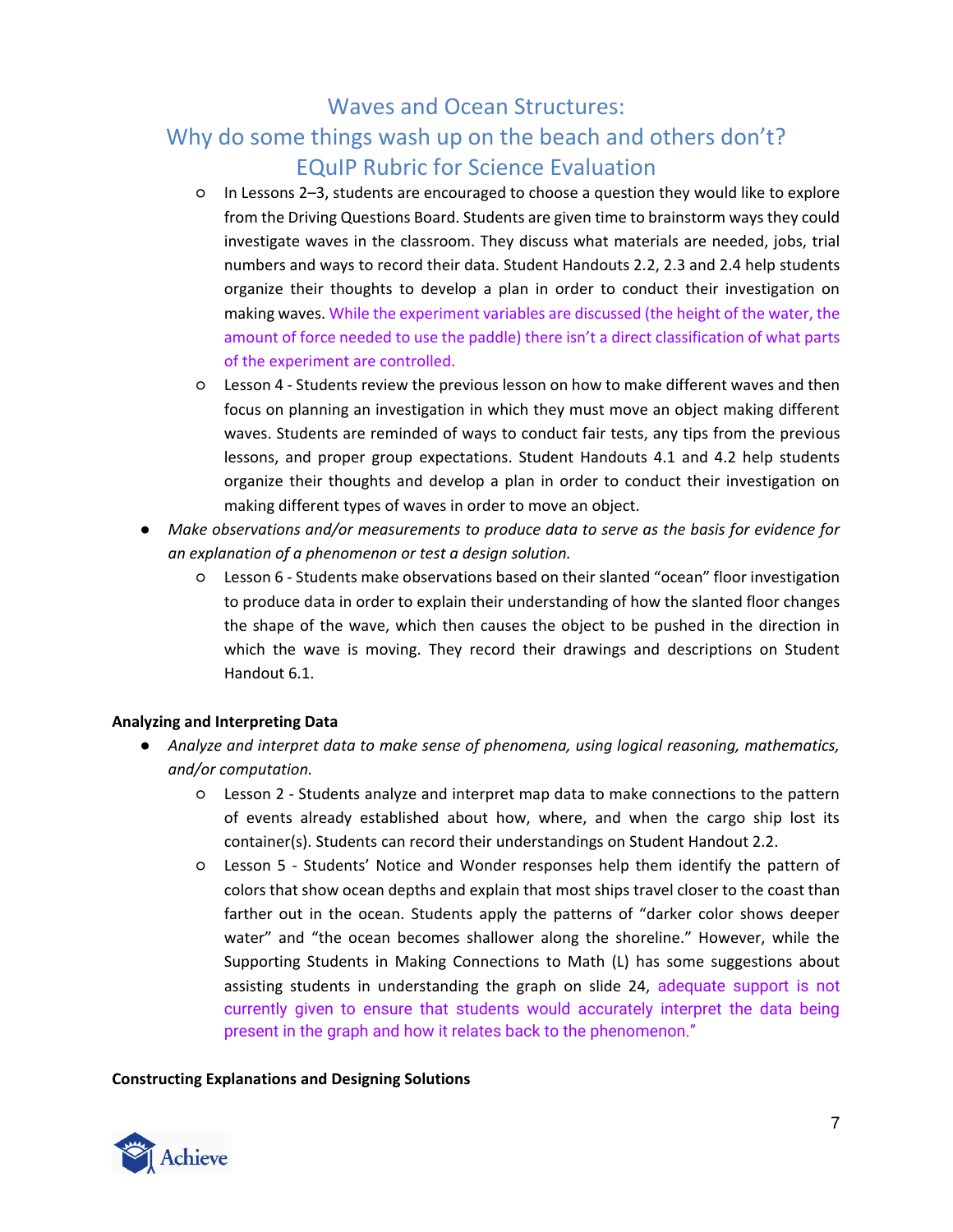- In Lessons 2–3, students are encouraged to choose a question they would like to explore from the Driving Questions Board. Students are given time to brainstorm ways they could investigate waves in the classroom. They discuss what materials are needed, jobs, trial numbers and ways to record their data. Student Handouts 2.2, 2.3 and 2.4 help students organize their thoughts to develop a plan in order to conduct their investigation on making waves. While the experiment variables are discussed (the height of the water, the amount of force needed to use the paddle) there isn't a direct classification of what parts of the experiment are controlled.
- Lesson 4 - Students review the previous lesson on how to make different waves and then focus on planning an investigation in which they must move an object making different waves. Students are reminded of ways to conduct fair tests, any tips from the previous lessons, and proper group expectations. Student Handouts 4.1 and 4.2 help students organize their thoughts and develop a plan in order to conduct their investigation on making different types of waves in order to move an object.

- *Make observations and/or measurements to produce data to serve as the basis for evidence for an explanation of a phenomenon or test a design solution.*
  - Lesson 6 - Students make observations based on their slanted "ocean" floor investigation to produce data in order to explain their understanding of how the slanted floor changes the shape of the wave, which then causes the object to be pushed in the direction in which the wave is moving. They record their drawings and descriptions on Student Handout 6.1.

**Analyzing and Interpreting Data**

- *Analyze and interpret data to make sense of phenomena, using logical reasoning, mathematics, and/or computation.*
  - Lesson 2 - Students analyze and interpret map data to make connections to the pattern of events already established about how, where, and when the cargo ship lost its container(s). Students can record their understandings on Student Handout 2.2.
  - Lesson 5 - Students' Notice and Wonder responses help them identify the pattern of colors that show ocean depths and explain that most ships travel closer to the coast than farther out in the ocean. Students apply the patterns of "darker color shows deeper water" and "the ocean becomes shallower along the shoreline." However, while the Supporting Students in Making Connections to Math (L) has some suggestions about assisting students in understanding the graph on slide 24, adequate support is not currently given to ensure that students would accurately interpret the data being present in the graph and how it relates back to the phenomenon."

**Constructing Explanations and Designing Solutions**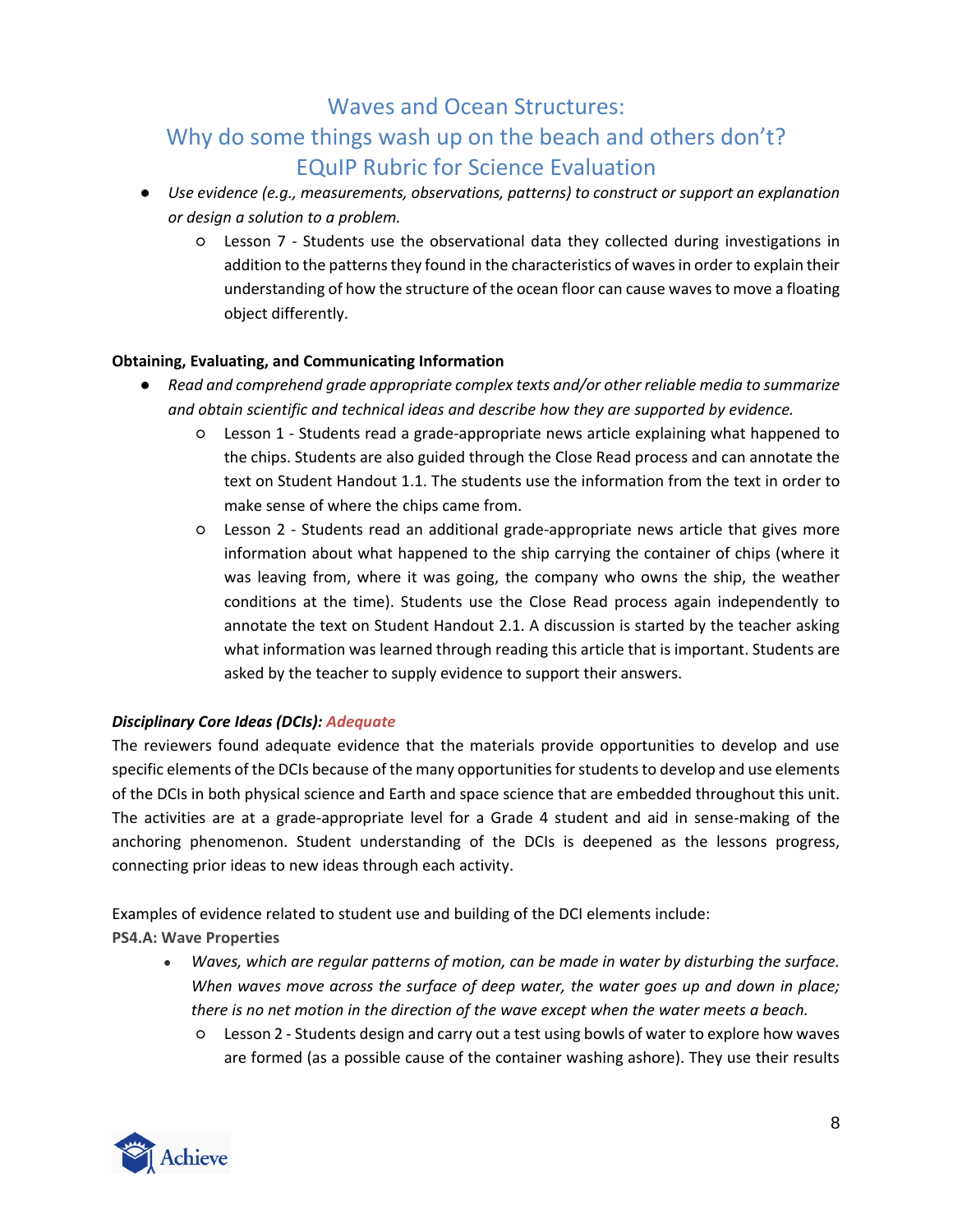- *Use evidence (e.g., measurements, observations, patterns) to construct or support an explanation or design a solution to a problem.*
    - Lesson 7 - Students use the observational data they collected during investigations in addition to the patterns they found in the characteristics of waves in order to explain their understanding of how the structure of the ocean floor can cause waves to move a floating object differently.

**Obtaining, Evaluating, and Communicating Information**

- *Read and comprehend grade appropriate complex texts and/or other reliable media to summarize and obtain scientific and technical ideas and describe how they are supported by evidence.*
    - Lesson 1 - Students read a grade-appropriate news article explaining what happened to the chips. Students are also guided through the Close Read process and can annotate the text on Student Handout 1.1. The students use the information from the text in order to make sense of where the chips came from.
    - Lesson 2 - Students read an additional grade-appropriate news article that gives more information about what happened to the ship carrying the container of chips (where it was leaving from, where it was going, the company who owns the ship, the weather conditions at the time). Students use the Close Read process again independently to annotate the text on Student Handout 2.1. A discussion is started by the teacher asking what information was learned through reading this article that is important. Students are asked by the teacher to supply evidence to support their answers.

***Disciplinary Core Ideas (DCIs): Adequate***

The reviewers found adequate evidence that the materials provide opportunities to develop and use specific elements of the DCIs because of the many opportunities for students to develop and use elements of the DCIs in both physical science and Earth and space science that are embedded throughout this unit. The activities are at a grade-appropriate level for a Grade 4 student and aid in sense-making of the anchoring phenomenon. Student understanding of the DCIs is deepened as the lessons progress, connecting prior ideas to new ideas through each activity.

Examples of evidence related to student use and building of the DCI elements include:

**PS4.A: Wave Properties**

- *Waves, which are regular patterns of motion, can be made in water by disturbing the surface. When waves move across the surface of deep water, the water goes up and down in place; there is no net motion in the direction of the wave except when the water meets a beach.*
    - Lesson 2 - Students design and carry out a test using bowls of water to explore how waves are formed (as a possible cause of the container washing ashore). They use their results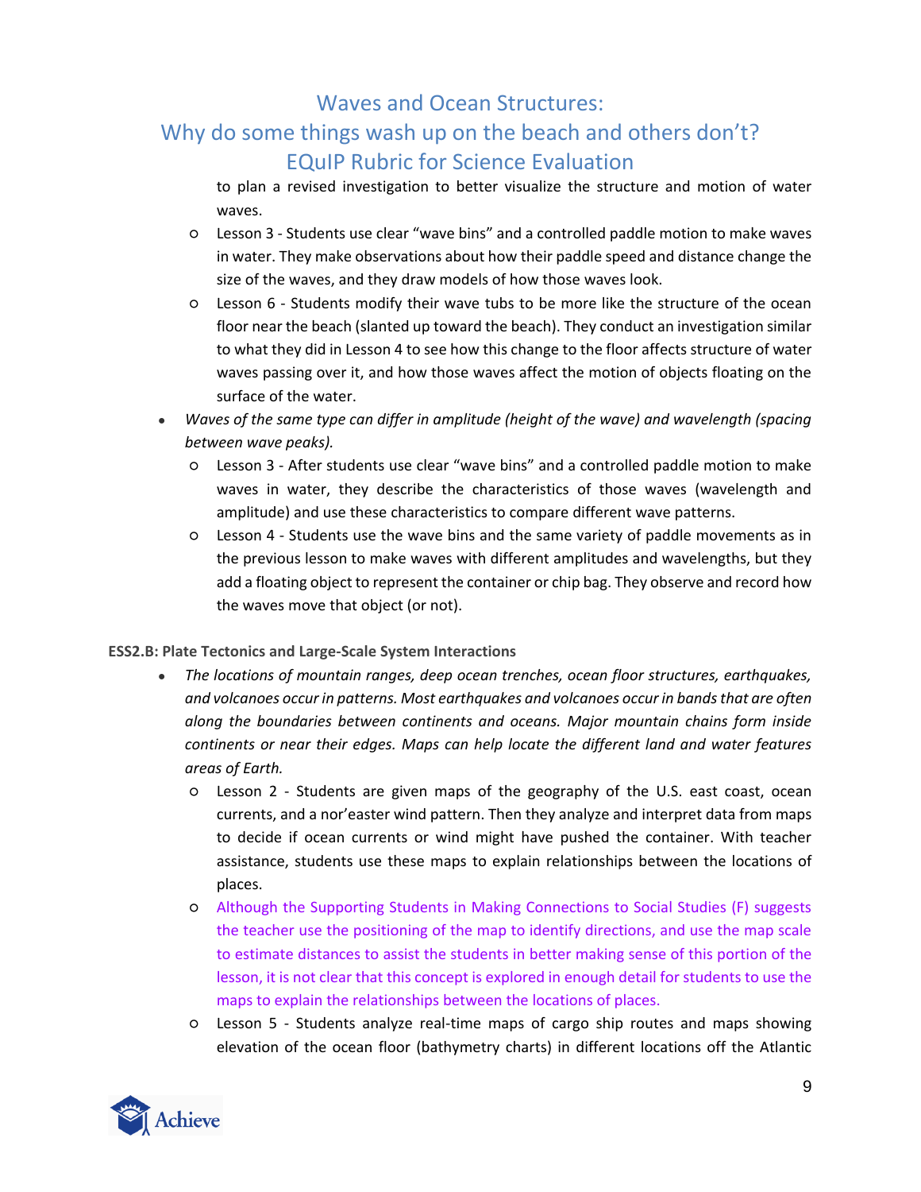to plan a revised investigation to better visualize the structure and motion of water waves.

- Lesson 3 - Students use clear "wave bins" and a controlled paddle motion to make waves in water. They make observations about how their paddle speed and distance change the size of the waves, and they draw models of how those waves look.
- Lesson 6 - Students modify their wave tubs to be more like the structure of the ocean floor near the beach (slanted up toward the beach). They conduct an investigation similar to what they did in Lesson 4 to see how this change to the floor affects structure of water waves passing over it, and how those waves affect the motion of objects floating on the surface of the water.

- *Waves of the same type can differ in amplitude (height of the wave) and wavelength (spacing between wave peaks).*
    - Lesson 3 - After students use clear "wave bins" and a controlled paddle motion to make waves in water, they describe the characteristics of those waves (wavelength and amplitude) and use these characteristics to compare different wave patterns.
    - Lesson 4 - Students use the wave bins and the same variety of paddle movements as in the previous lesson to make waves with different amplitudes and wavelengths, but they add a floating object to represent the container or chip bag. They observe and record how the waves move that object (or not).

**ESS2.B: Plate Tectonics and Large-Scale System Interactions**

- *The locations of mountain ranges, deep ocean trenches, ocean floor structures, earthquakes, and volcanoes occur in patterns. Most earthquakes and volcanoes occur in bands that are often along the boundaries between continents and oceans. Major mountain chains form inside continents or near their edges. Maps can help locate the different land and water features areas of Earth.*
    - Lesson 2 - Students are given maps of the geography of the U.S. east coast, ocean currents, and a nor'easter wind pattern. Then they analyze and interpret data from maps to decide if ocean currents or wind might have pushed the container. With teacher assistance, students use these maps to explain relationships between the locations of places.
    - Although the Supporting Students in Making Connections to Social Studies (F) suggests the teacher use the positioning of the map to identify directions, and use the map scale to estimate distances to assist the students in better making sense of this portion of the lesson, it is not clear that this concept is explored in enough detail for students to use the maps to explain the relationships between the locations of places.
    - Lesson 5 - Students analyze real-time maps of cargo ship routes and maps showing elevation of the ocean floor (bathymetry charts) in different locations off the Atlantic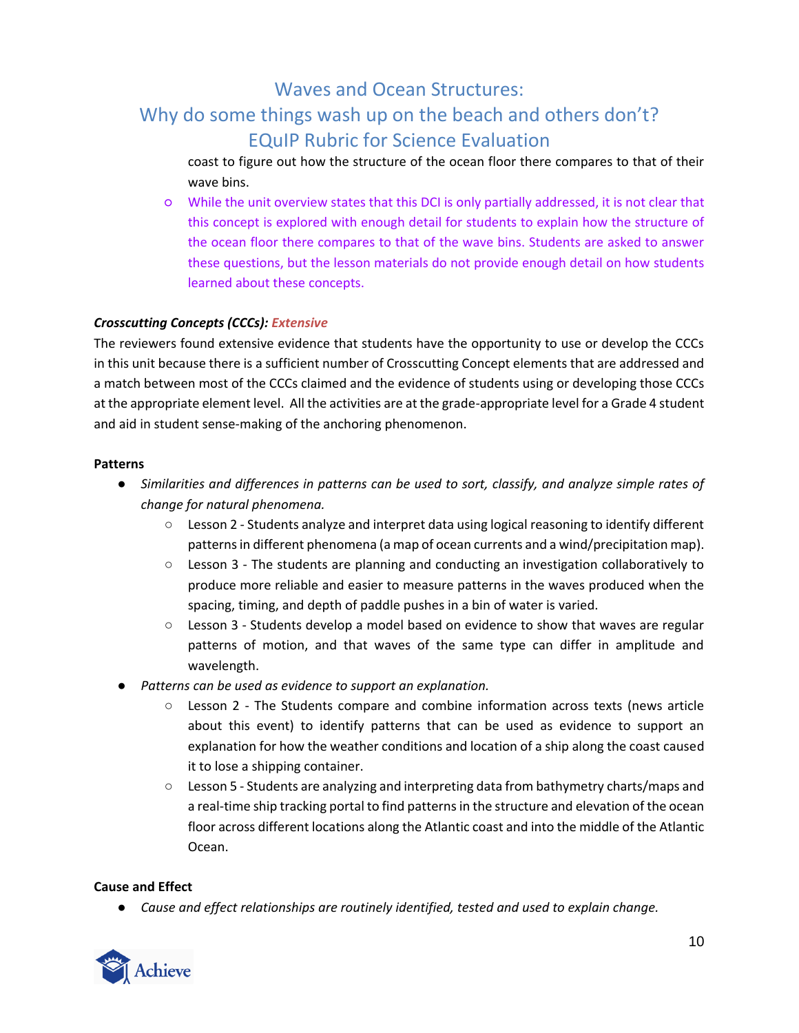coast to figure out how the structure of the ocean floor there compares to that of their wave bins.

- While the unit overview states that this DCI is only partially addressed, it is not clear that this concept is explored with enough detail for students to explain how the structure of the ocean floor there compares to that of the wave bins. Students are asked to answer these questions, but the lesson materials do not provide enough detail on how students learned about these concepts.

***Crosscutting Concepts (CCCs):*** ***Extensive***

The reviewers found extensive evidence that students have the opportunity to use or develop the CCCs in this unit because there is a sufficient number of Crosscutting Concept elements that are addressed and a match between most of the CCCs claimed and the evidence of students using or developing those CCCs at the appropriate element level. All the activities are at the grade-appropriate level for a Grade 4 student and aid in student sense-making of the anchoring phenomenon.

**Patterns**

- *Similarities and differences in patterns can be used to sort, classify, and analyze simple rates of change for natural phenomena.*
  - Lesson 2 - Students analyze and interpret data using logical reasoning to identify different patterns in different phenomena (a map of ocean currents and a wind/precipitation map).
  - Lesson 3 - The students are planning and conducting an investigation collaboratively to produce more reliable and easier to measure patterns in the waves produced when the spacing, timing, and depth of paddle pushes in a bin of water is varied.
  - Lesson 3 - Students develop a model based on evidence to show that waves are regular patterns of motion, and that waves of the same type can differ in amplitude and wavelength.
- *Patterns can be used as evidence to support an explanation.*
  - Lesson 2 - The Students compare and combine information across texts (news article about this event) to identify patterns that can be used as evidence to support an explanation for how the weather conditions and location of a ship along the coast caused it to lose a shipping container.
  - Lesson 5 - Students are analyzing and interpreting data from bathymetry charts/maps and a real-time ship tracking portal to find patterns in the structure and elevation of the ocean floor across different locations along the Atlantic coast and into the middle of the Atlantic Ocean.

**Cause and Effect**

- *Cause and effect relationships are routinely identified, tested and used to explain change.*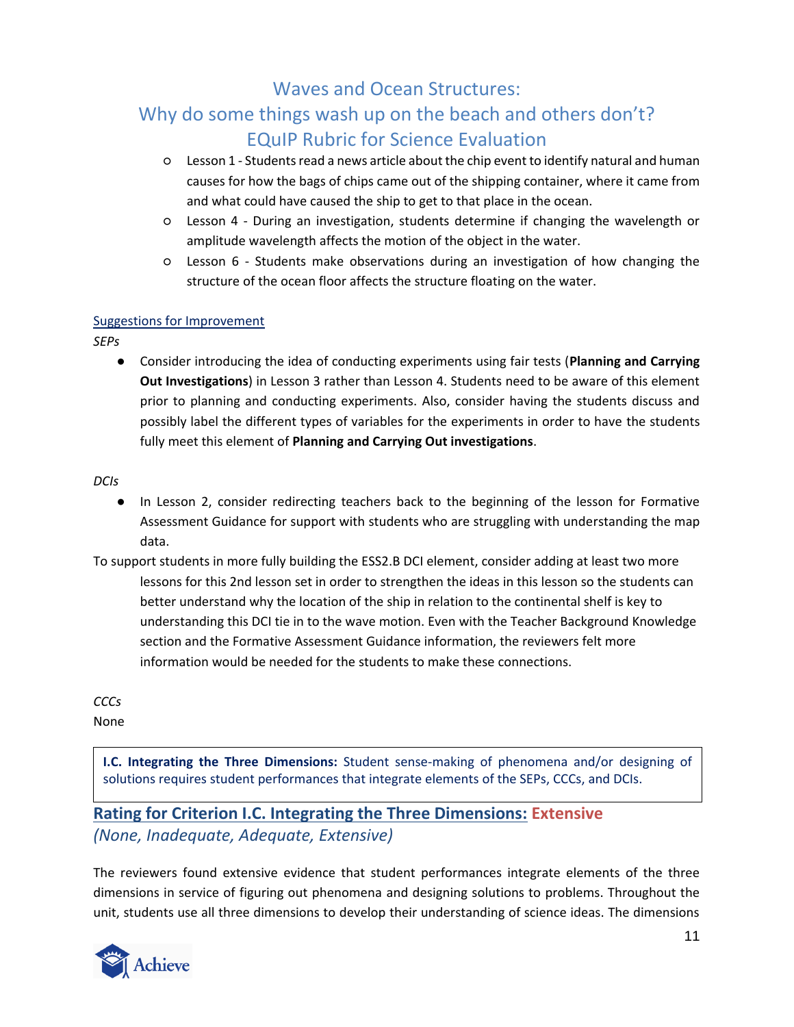- Lesson 1 - Students read a news article about the chip event to identify natural and human causes for how the bags of chips came out of the shipping container, where it came from and what could have caused the ship to get to that place in the ocean.
- Lesson 4 - During an investigation, students determine if changing the wavelength or amplitude wavelength affects the motion of the object in the water.
- Lesson 6 - Students make observations during an investigation of how changing the structure of the ocean floor affects the structure floating on the water.

Suggestions for Improvement

*SEPs*

- Consider introducing the idea of conducting experiments using fair tests (**Planning and Carrying Out Investigations**) in Lesson 3 rather than Lesson 4. Students need to be aware of this element prior to planning and conducting experiments. Also, consider having the students discuss and possibly label the different types of variables for the experiments in order to have the students fully meet this element of **Planning and Carrying Out investigations**.

*DCIs*

- In Lesson 2, consider redirecting teachers back to the beginning of the lesson for Formative Assessment Guidance for support with students who are struggling with understanding the map data.

To support students in more fully building the ESS2.B DCI element, consider adding at least two more lessons for this 2nd lesson set in order to strengthen the ideas in this lesson so the students can better understand why the location of the ship in relation to the continental shelf is key to understanding this DCI tie in to the wave motion. Even with the Teacher Background Knowledge section and the Formative Assessment Guidance information, the reviewers felt more information would be needed for the students to make these connections.

*CCCs*

None

**I.C. Integrating the Three Dimensions:** Student sense-making of phenomena and/or designing of solutions requires student performances that integrate elements of the SEPs, CCCs, and DCIs.

## Rating for Criterion I.C. Integrating the Three Dimensions: Extensive

*(None, Inadequate, Adequate, Extensive)*

The reviewers found extensive evidence that student performances integrate elements of the three dimensions in service of figuring out phenomena and designing solutions to problems. Throughout the unit, students use all three dimensions to develop their understanding of science ideas. The dimensions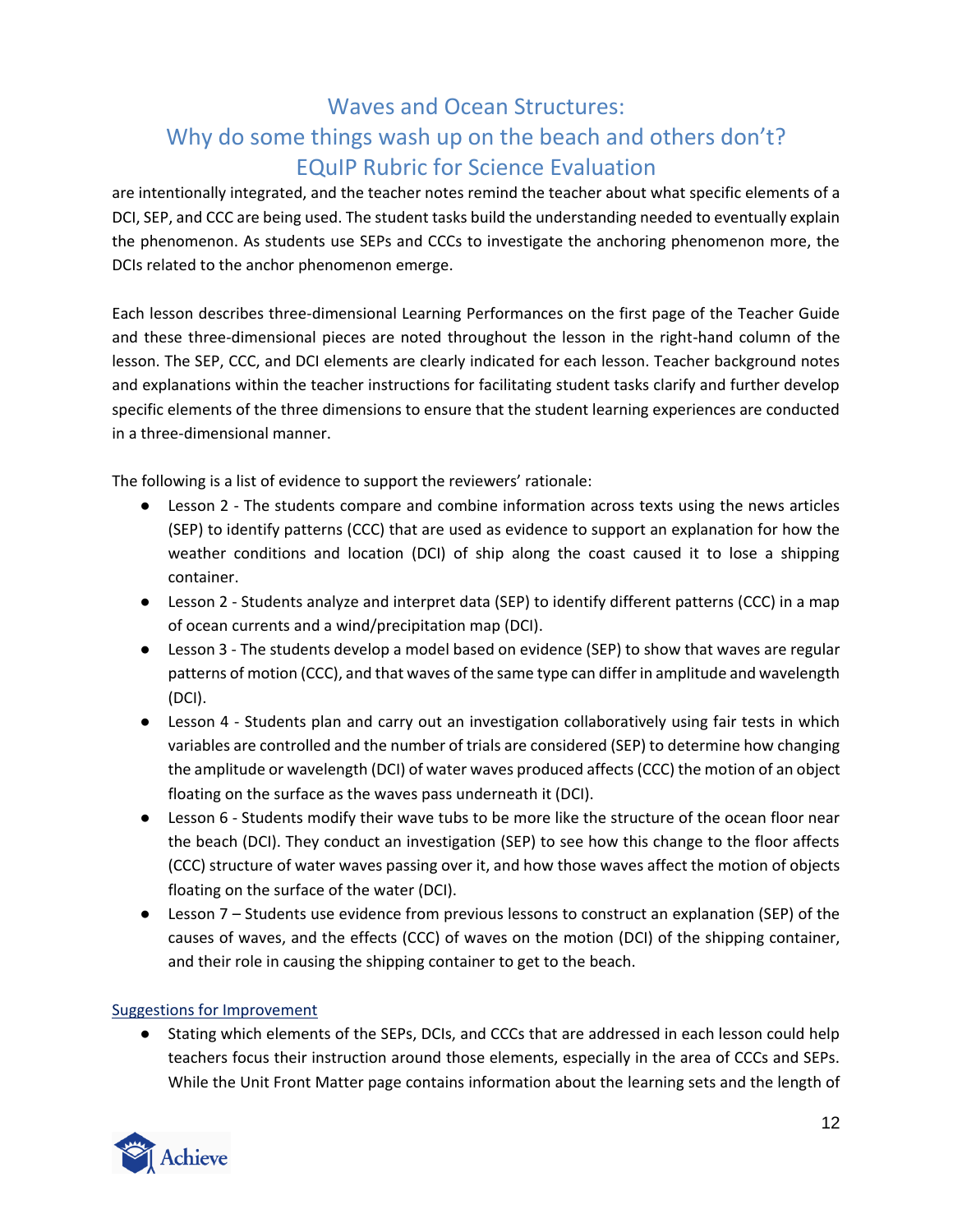are intentionally integrated, and the teacher notes remind the teacher about what specific elements of a DCI, SEP, and CCC are being used. The student tasks build the understanding needed to eventually explain the phenomenon. As students use SEPs and CCCs to investigate the anchoring phenomenon more, the DCIs related to the anchor phenomenon emerge.

Each lesson describes three-dimensional Learning Performances on the first page of the Teacher Guide and these three-dimensional pieces are noted throughout the lesson in the right-hand column of the lesson. The SEP, CCC, and DCI elements are clearly indicated for each lesson. Teacher background notes and explanations within the teacher instructions for facilitating student tasks clarify and further develop specific elements of the three dimensions to ensure that the student learning experiences are conducted in a three-dimensional manner.

The following is a list of evidence to support the reviewers' rationale:

- Lesson 2 - The students compare and combine information across texts using the news articles (SEP) to identify patterns (CCC) that are used as evidence to support an explanation for how the weather conditions and location (DCI) of ship along the coast caused it to lose a shipping container.
- Lesson 2 - Students analyze and interpret data (SEP) to identify different patterns (CCC) in a map of ocean currents and a wind/precipitation map (DCI).
- Lesson 3 - The students develop a model based on evidence (SEP) to show that waves are regular patterns of motion (CCC), and that waves of the same type can differ in amplitude and wavelength (DCI).
- Lesson 4 - Students plan and carry out an investigation collaboratively using fair tests in which variables are controlled and the number of trials are considered (SEP) to determine how changing the amplitude or wavelength (DCI) of water waves produced affects (CCC) the motion of an object floating on the surface as the waves pass underneath it (DCI).
- Lesson 6 - Students modify their wave tubs to be more like the structure of the ocean floor near the beach (DCI). They conduct an investigation (SEP) to see how this change to the floor affects (CCC) structure of water waves passing over it, and how those waves affect the motion of objects floating on the surface of the water (DCI).
- Lesson 7 – Students use evidence from previous lessons to construct an explanation (SEP) of the causes of waves, and the effects (CCC) of waves on the motion (DCI) of the shipping container, and their role in causing the shipping container to get to the beach.

Suggestions for Improvement

- Stating which elements of the SEPs, DCIs, and CCCs that are addressed in each lesson could help teachers focus their instruction around those elements, especially in the area of CCCs and SEPs. While the Unit Front Matter page contains information about the learning sets and the length of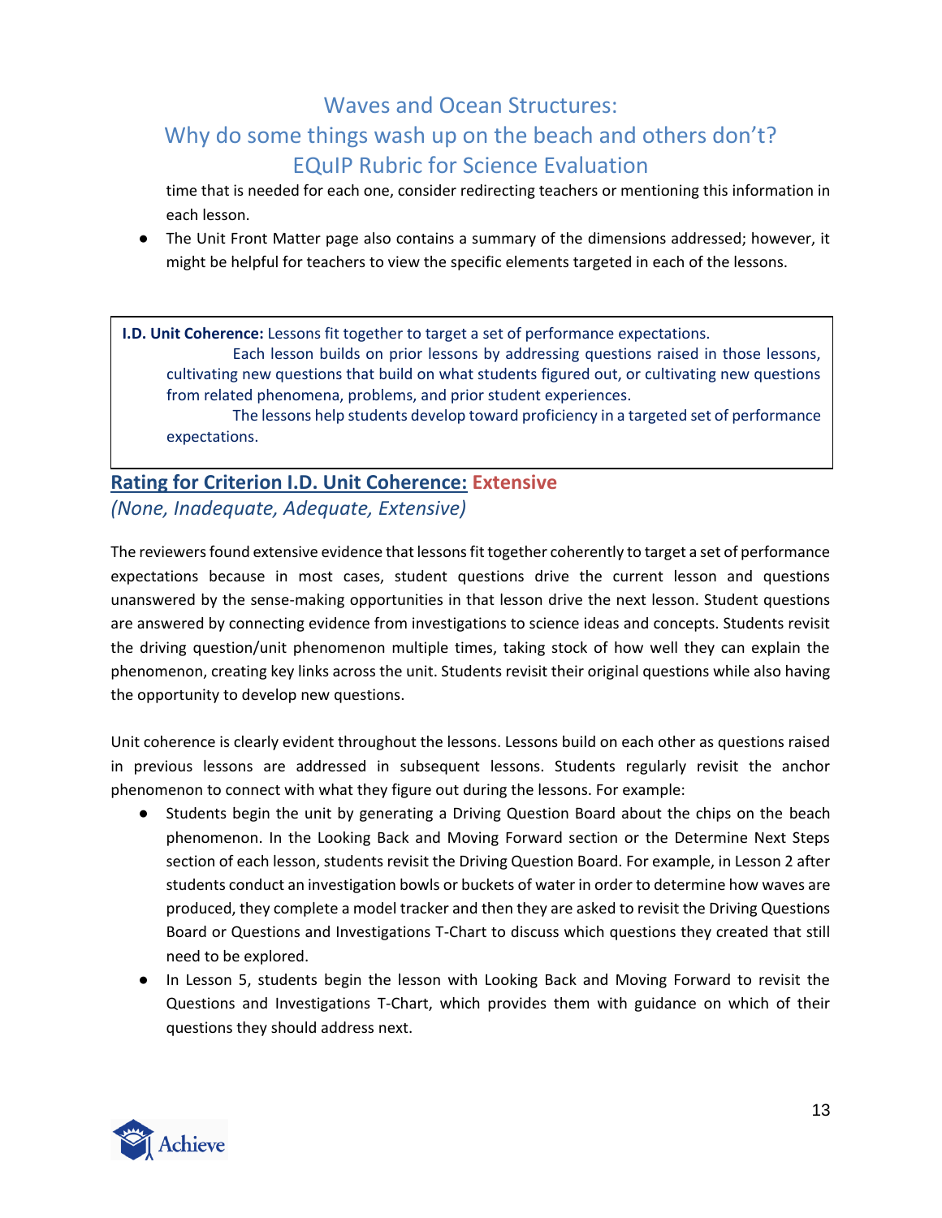time that is needed for each one, consider redirecting teachers or mentioning this information in each lesson.

- The Unit Front Matter page also contains a summary of the dimensions addressed; however, it might be helpful for teachers to view the specific elements targeted in each of the lessons.

**I.D. Unit Coherence:** Lessons fit together to target a set of performance expectations.

Each lesson builds on prior lessons by addressing questions raised in those lessons, cultivating new questions that build on what students figured out, or cultivating new questions from related phenomena, problems, and prior student experiences.

The lessons help students develop toward proficiency in a targeted set of performance expectations.

## Rating for Criterion I.D. Unit Coherence: Extensive

*(None, Inadequate, Adequate, Extensive)*

The reviewers found extensive evidence that lessons fit together coherently to target a set of performance expectations because in most cases, student questions drive the current lesson and questions unanswered by the sense-making opportunities in that lesson drive the next lesson. Student questions are answered by connecting evidence from investigations to science ideas and concepts. Students revisit the driving question/unit phenomenon multiple times, taking stock of how well they can explain the phenomenon, creating key links across the unit. Students revisit their original questions while also having the opportunity to develop new questions.

Unit coherence is clearly evident throughout the lessons. Lessons build on each other as questions raised in previous lessons are addressed in subsequent lessons. Students regularly revisit the anchor phenomenon to connect with what they figure out during the lessons. For example:

- Students begin the unit by generating a Driving Question Board about the chips on the beach phenomenon. In the Looking Back and Moving Forward section or the Determine Next Steps section of each lesson, students revisit the Driving Question Board. For example, in Lesson 2 after students conduct an investigation bowls or buckets of water in order to determine how waves are produced, they complete a model tracker and then they are asked to revisit the Driving Questions Board or Questions and Investigations T-Chart to discuss which questions they created that still need to be explored.
- In Lesson 5, students begin the lesson with Looking Back and Moving Forward to revisit the Questions and Investigations T-Chart, which provides them with guidance on which of their questions they should address next.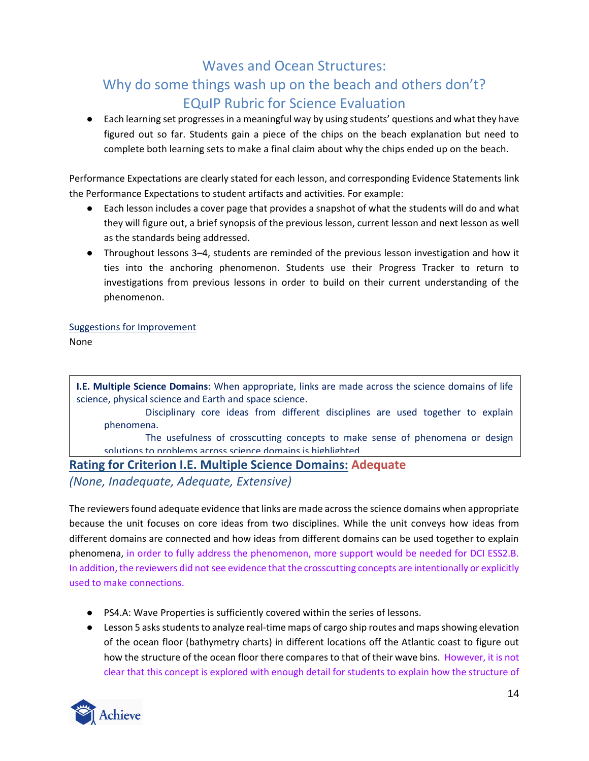- Each learning set progresses in a meaningful way by using students' questions and what they have figured out so far. Students gain a piece of the chips on the beach explanation but need to complete both learning sets to make a final claim about why the chips ended up on the beach.

Performance Expectations are clearly stated for each lesson, and corresponding Evidence Statements link the Performance Expectations to student artifacts and activities. For example:

- Each lesson includes a cover page that provides a snapshot of what the students will do and what they will figure out, a brief synopsis of the previous lesson, current lesson and next lesson as well as the standards being addressed.
- Throughout lessons 3–4, students are reminded of the previous lesson investigation and how it ties into the anchoring phenomenon. Students use their Progress Tracker to return to investigations from previous lessons in order to build on their current understanding of the phenomenon.

Suggestions for Improvement

None

**I.E. Multiple Science Domains**: When appropriate, links are made across the science domains of life science, physical science and Earth and space science.

- Disciplinary core ideas from different disciplines are used together to explain phenomena.
- The usefulness of crosscutting concepts to make sense of phenomena or design solutions to problems across science domains is highlighted.

**Rating for Criterion I.E. Multiple Science Domains: Adequate**

*(None, Inadequate, Adequate, Extensive)*

The reviewers found adequate evidence that links are made across the science domains when appropriate because the unit focuses on core ideas from two disciplines. While the unit conveys how ideas from different domains are connected and how ideas from different domains can be used together to explain phenomena, in order to fully address the phenomenon, more support would be needed for DCI ESS2.B. In addition, the reviewers did not see evidence that the crosscutting concepts are intentionally or explicitly used to make connections.

- PS4.A: Wave Properties is sufficiently covered within the series of lessons.
- Lesson 5 asks students to analyze real-time maps of cargo ship routes and maps showing elevation of the ocean floor (bathymetry charts) in different locations off the Atlantic coast to figure out how the structure of the ocean floor there compares to that of their wave bins. However, it is not clear that this concept is explored with enough detail for students to explain how the structure of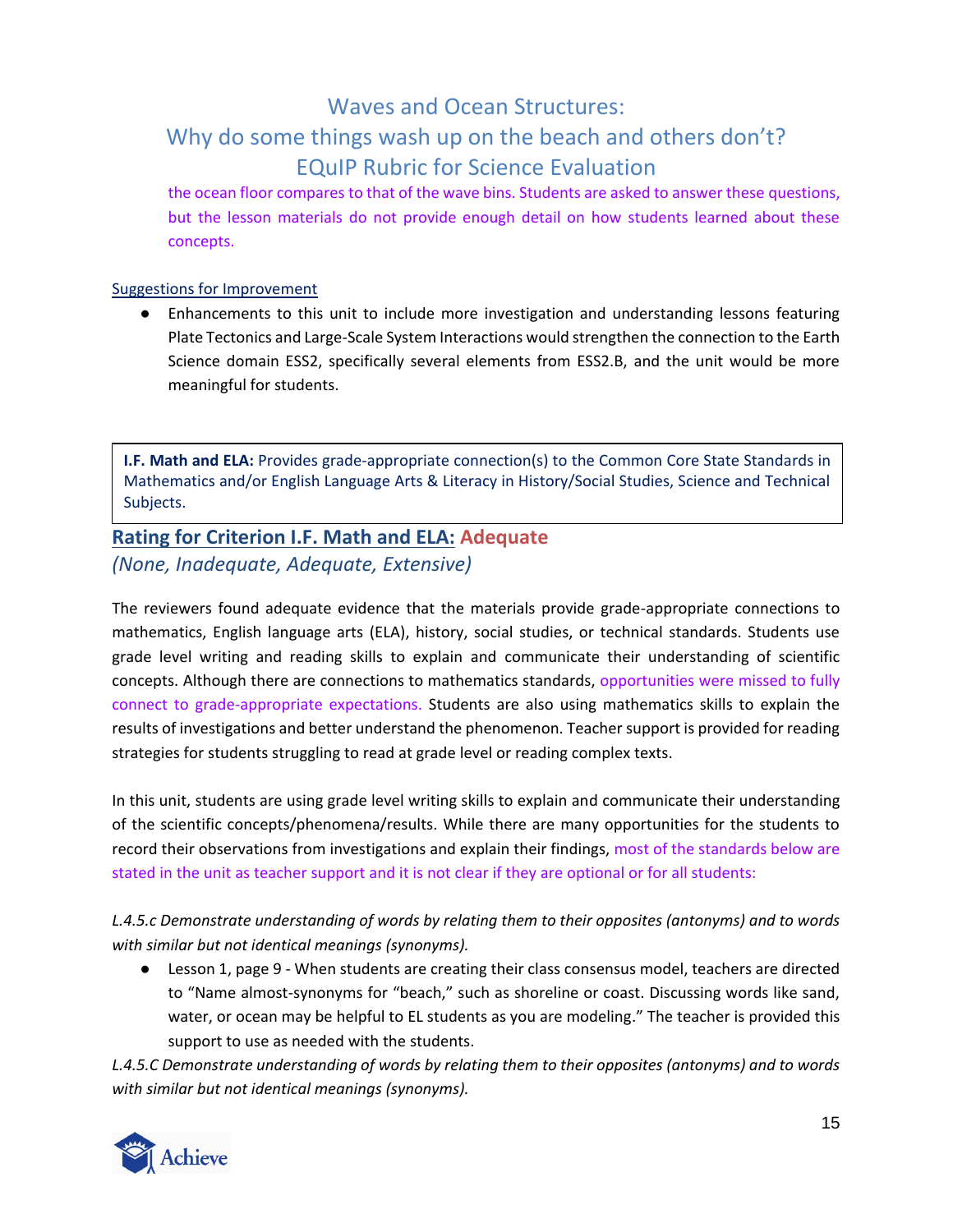the ocean floor compares to that of the wave bins. Students are asked to answer these questions, but the lesson materials do not provide enough detail on how students learned about these concepts.

Suggestions for Improvement

- Enhancements to this unit to include more investigation and understanding lessons featuring Plate Tectonics and Large-Scale System Interactions would strengthen the connection to the Earth Science domain ESS2, specifically several elements from ESS2.B, and the unit would be more meaningful for students.

**I.F. Math and ELA:** Provides grade-appropriate connection(s) to the Common Core State Standards in Mathematics and/or English Language Arts & Literacy in History/Social Studies, Science and Technical Subjects.

## Rating for Criterion I.F. Math and ELA: Adequate

*(None, Inadequate, Adequate, Extensive)*

The reviewers found adequate evidence that the materials provide grade-appropriate connections to mathematics, English language arts (ELA), history, social studies, or technical standards. Students use grade level writing and reading skills to explain and communicate their understanding of scientific concepts. Although there are connections to mathematics standards, opportunities were missed to fully connect to grade-appropriate expectations. Students are also using mathematics skills to explain the results of investigations and better understand the phenomenon. Teacher support is provided for reading strategies for students struggling to read at grade level or reading complex texts.

In this unit, students are using grade level writing skills to explain and communicate their understanding of the scientific concepts/phenomena/results. While there are many opportunities for the students to record their observations from investigations and explain their findings, most of the standards below are stated in the unit as teacher support and it is not clear if they are optional or for all students:

*L.4.5.c Demonstrate understanding of words by relating them to their opposites (antonyms) and to words with similar but not identical meanings (synonyms).*

- Lesson 1, page 9 - When students are creating their class consensus model, teachers are directed to "Name almost-synonyms for "beach," such as shoreline or coast. Discussing words like sand, water, or ocean may be helpful to EL students as you are modeling." The teacher is provided this support to use as needed with the students.

*L.4.5.C Demonstrate understanding of words by relating them to their opposites (antonyms) and to words with similar but not identical meanings (synonyms).*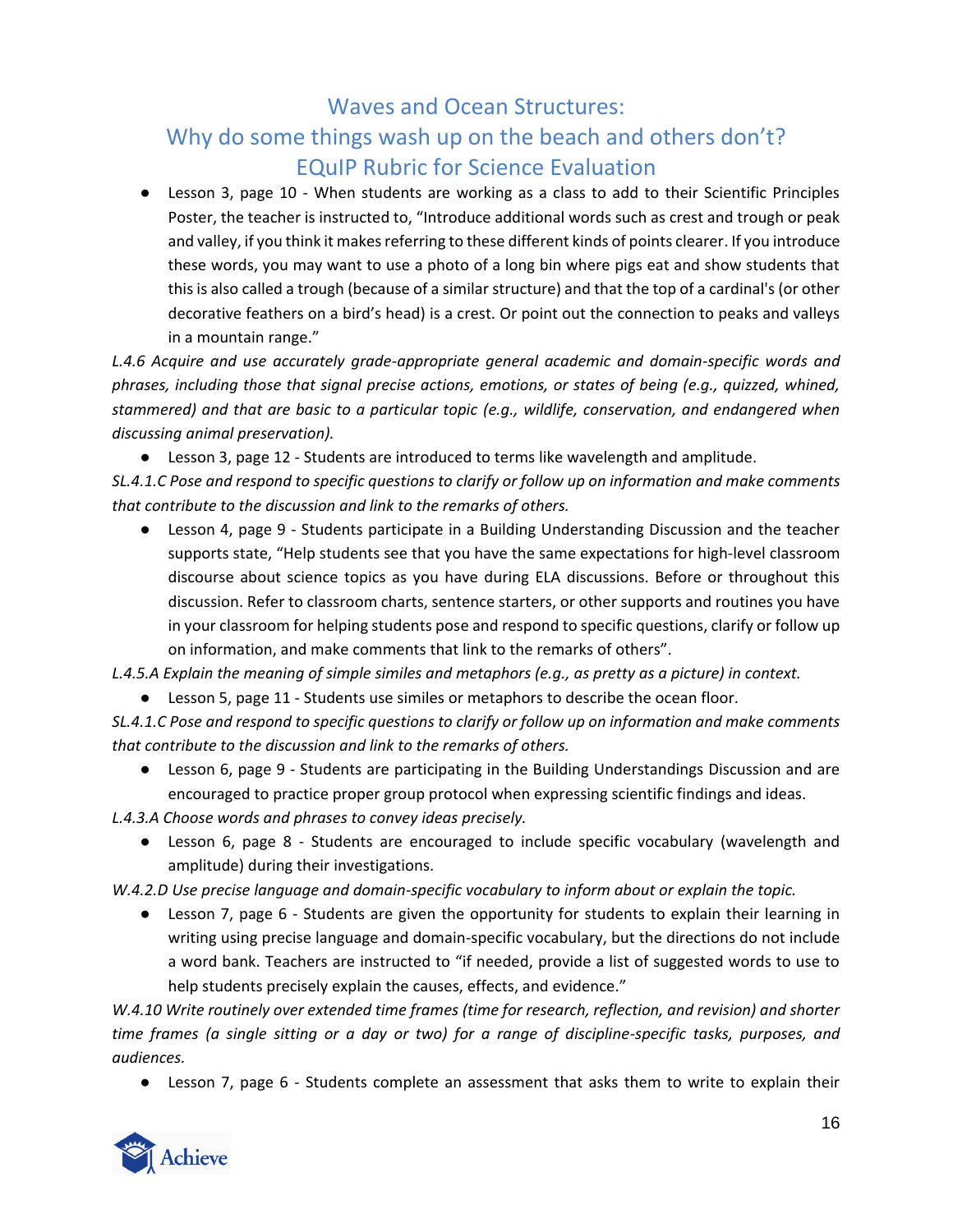Waves and Ocean Structures:
Why do some things wash up on the beach and others don't?
EQuIP Rubric for Science Evaluation

- Lesson 3, page 10 - When students are working as a class to add to their Scientific Principles Poster, the teacher is instructed to, "Introduce additional words such as crest and trough or peak and valley, if you think it makes referring to these different kinds of points clearer. If you introduce these words, you may want to use a photo of a long bin where pigs eat and show students that this is also called a trough (because of a similar structure) and that the top of a cardinal's (or other decorative feathers on a bird's head) is a crest. Or point out the connection to peaks and valleys in a mountain range."

*L.4.6 Acquire and use accurately grade-appropriate general academic and domain-specific words and phrases, including those that signal precise actions, emotions, or states of being (e.g., quizzed, whined, stammered) and that are basic to a particular topic (e.g., wildlife, conservation, and endangered when discussing animal preservation).*

- Lesson 3, page 12 - Students are introduced to terms like wavelength and amplitude.

*SL.4.1.C Pose and respond to specific questions to clarify or follow up on information and make comments that contribute to the discussion and link to the remarks of others.*

- Lesson 4, page 9 - Students participate in a Building Understanding Discussion and the teacher supports state, "Help students see that you have the same expectations for high-level classroom discourse about science topics as you have during ELA discussions. Before or throughout this discussion. Refer to classroom charts, sentence starters, or other supports and routines you have in your classroom for helping students pose and respond to specific questions, clarify or follow up on information, and make comments that link to the remarks of others".

*L.4.5.A Explain the meaning of simple similes and metaphors (e.g., as pretty as a picture) in context.*

- Lesson 5, page 11 - Students use similes or metaphors to describe the ocean floor.

*SL.4.1.C Pose and respond to specific questions to clarify or follow up on information and make comments that contribute to the discussion and link to the remarks of others.*

- Lesson 6, page 9 - Students are participating in the Building Understandings Discussion and are encouraged to practice proper group protocol when expressing scientific findings and ideas.

*L.4.3.A Choose words and phrases to convey ideas precisely.*

- Lesson 6, page 8 - Students are encouraged to include specific vocabulary (wavelength and amplitude) during their investigations.

*W.4.2.D Use precise language and domain-specific vocabulary to inform about or explain the topic.*

- Lesson 7, page 6 - Students are given the opportunity for students to explain their learning in writing using precise language and domain-specific vocabulary, but the directions do not include a word bank. Teachers are instructed to "if needed, provide a list of suggested words to use to help students precisely explain the causes, effects, and evidence."

*W.4.10 Write routinely over extended time frames (time for research, reflection, and revision) and shorter time frames (a single sitting or a day or two) for a range of discipline-specific tasks, purposes, and audiences.*

- Lesson 7, page 6 - Students complete an assessment that asks them to write to explain their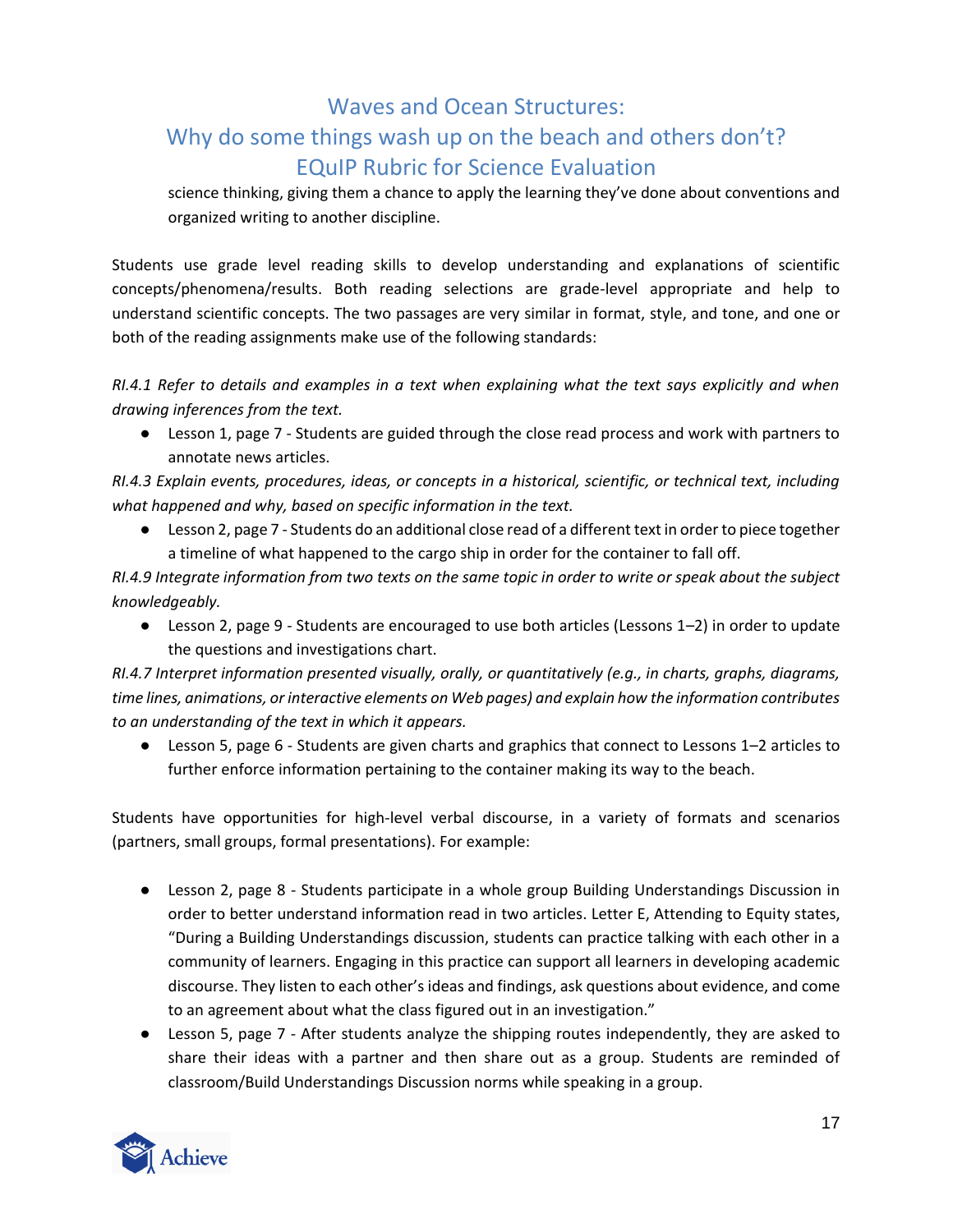science thinking, giving them a chance to apply the learning they've done about conventions and organized writing to another discipline.

Students use grade level reading skills to develop understanding and explanations of scientific concepts/phenomena/results. Both reading selections are grade-level appropriate and help to understand scientific concepts. The two passages are very similar in format, style, and tone, and one or both of the reading assignments make use of the following standards:

*RI.4.1 Refer to details and examples in a text when explaining what the text says explicitly and when drawing inferences from the text.*

- Lesson 1, page 7 - Students are guided through the close read process and work with partners to annotate news articles.

*RI.4.3 Explain events, procedures, ideas, or concepts in a historical, scientific, or technical text, including what happened and why, based on specific information in the text.*

- Lesson 2, page 7 - Students do an additional close read of a different text in order to piece together a timeline of what happened to the cargo ship in order for the container to fall off.

*RI.4.9 Integrate information from two texts on the same topic in order to write or speak about the subject knowledgeably.*

- Lesson 2, page 9 - Students are encouraged to use both articles (Lessons 1–2) in order to update the questions and investigations chart.

*RI.4.7 Interpret information presented visually, orally, or quantitatively (e.g., in charts, graphs, diagrams, time lines, animations, or interactive elements on Web pages) and explain how the information contributes to an understanding of the text in which it appears.*

- Lesson 5, page 6 - Students are given charts and graphics that connect to Lessons 1–2 articles to further enforce information pertaining to the container making its way to the beach.

Students have opportunities for high-level verbal discourse, in a variety of formats and scenarios (partners, small groups, formal presentations). For example:

- Lesson 2, page 8 - Students participate in a whole group Building Understandings Discussion in order to better understand information read in two articles. Letter E, Attending to Equity states, "During a Building Understandings discussion, students can practice talking with each other in a community of learners. Engaging in this practice can support all learners in developing academic discourse. They listen to each other's ideas and findings, ask questions about evidence, and come to an agreement about what the class figured out in an investigation."
- Lesson 5, page 7 - After students analyze the shipping routes independently, they are asked to share their ideas with a partner and then share out as a group. Students are reminded of classroom/Build Understandings Discussion norms while speaking in a group.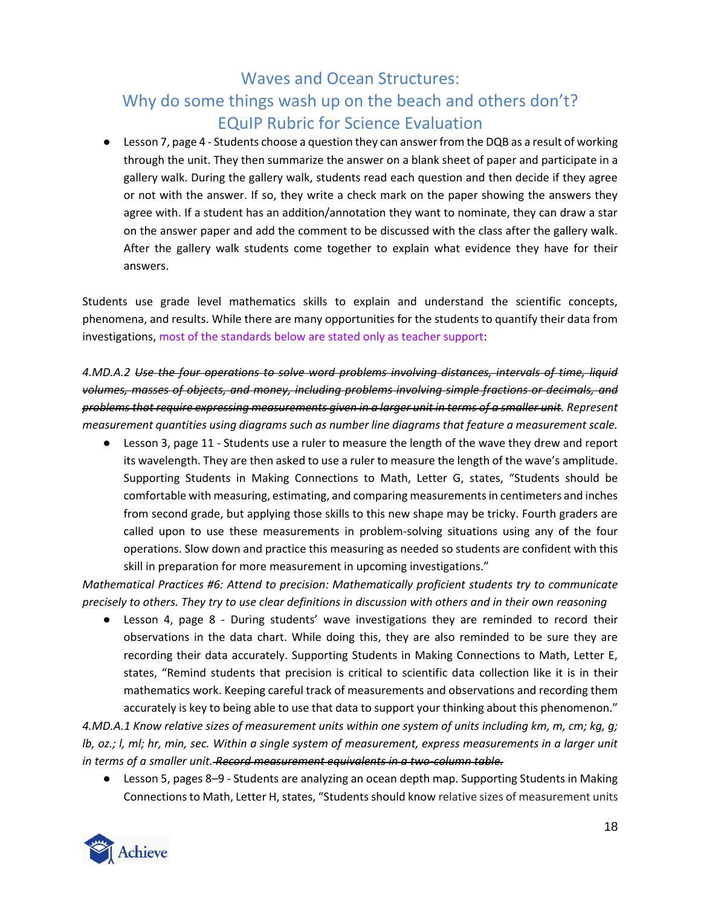- Lesson 7, page 4 - Students choose a question they can answer from the DQB as a result of working through the unit. They then summarize the answer on a blank sheet of paper and participate in a gallery walk. During the gallery walk, students read each question and then decide if they agree or not with the answer. If so, they write a check mark on the paper showing the answers they agree with. If a student has an addition/annotation they want to nominate, they can draw a star on the answer paper and add the comment to be discussed with the class after the gallery walk. After the gallery walk students come together to explain what evidence they have for their answers.

Students use grade level mathematics skills to explain and understand the scientific concepts, phenomena, and results. While there are many opportunities for the students to quantify their data from investigations, most of the standards below are stated only as teacher support:

*4.MD.A.2 ~~Use the four operations to solve word problems involving distances, intervals of time, liquid volumes, masses of objects, and money, including problems involving simple fractions or decimals, and problems that require expressing measurements given in a larger unit in terms of a smaller unit~~. Represent measurement quantities using diagrams such as number line diagrams that feature a measurement scale.*

- Lesson 3, page 11 - Students use a ruler to measure the length of the wave they drew and report its wavelength. They are then asked to use a ruler to measure the length of the wave's amplitude. Supporting Students in Making Connections to Math, Letter G, states, "Students should be comfortable with measuring, estimating, and comparing measurements in centimeters and inches from second grade, but applying those skills to this new shape may be tricky. Fourth graders are called upon to use these measurements in problem-solving situations using any of the four operations. Slow down and practice this measuring as needed so students are confident with this skill in preparation for more measurement in upcoming investigations."

*Mathematical Practices #6: Attend to precision: Mathematically proficient students try to communicate precisely to others. They try to use clear definitions in discussion with others and in their own reasoning*

- Lesson 4, page 8 - During students' wave investigations they are reminded to record their observations in the data chart. While doing this, they are also reminded to be sure they are recording their data accurately. Supporting Students in Making Connections to Math, Letter E, states, "Remind students that precision is critical to scientific data collection like it is in their mathematics work. Keeping careful track of measurements and observations and recording them accurately is key to being able to use that data to support your thinking about this phenomenon."

*4.MD.A.1 Know relative sizes of measurement units within one system of units including km, m, cm; kg, g; lb, oz.; l, ml; hr, min, sec. Within a single system of measurement, express measurements in a larger unit in terms of a smaller unit. ~~Record measurement equivalents in a two-column table.~~*

- Lesson 5, pages 8–9 - Students are analyzing an ocean depth map. Supporting Students in Making Connections to Math, Letter H, states, "Students should know relative sizes of measurement units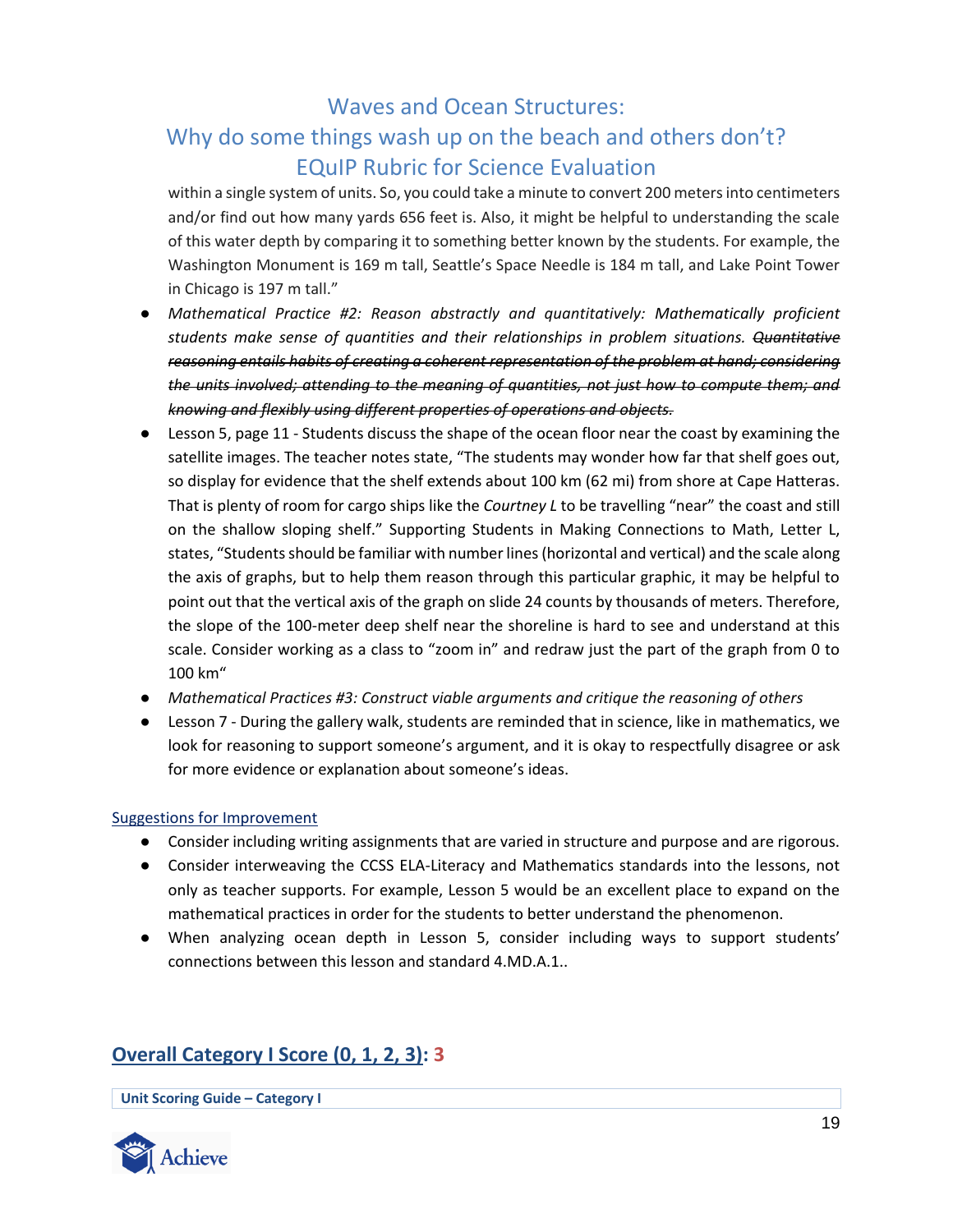within a single system of units. So, you could take a minute to convert 200 meters into centimeters and/or find out how many yards 656 feet is. Also, it might be helpful to understanding the scale of this water depth by comparing it to something better known by the students. For example, the Washington Monument is 169 m tall, Seattle's Space Needle is 184 m tall, and Lake Point Tower in Chicago is 197 m tall."

- *Mathematical Practice #2: Reason abstractly and quantitatively: Mathematically proficient students make sense of quantities and their relationships in problem situations. ~~Quantitative reasoning entails habits of creating a coherent representation of the problem at hand; considering the units involved; attending to the meaning of quantities, not just how to compute them; and knowing and flexibly using different properties of operations and objects.~~*
- Lesson 5, page 11 - Students discuss the shape of the ocean floor near the coast by examining the satellite images. The teacher notes state, "The students may wonder how far that shelf goes out, so display for evidence that the shelf extends about 100 km (62 mi) from shore at Cape Hatteras. That is plenty of room for cargo ships like the *Courtney L* to be travelling "near" the coast and still on the shallow sloping shelf." Supporting Students in Making Connections to Math, Letter L, states, "Students should be familiar with number lines (horizontal and vertical) and the scale along the axis of graphs, but to help them reason through this particular graphic, it may be helpful to point out that the vertical axis of the graph on slide 24 counts by thousands of meters. Therefore, the slope of the 100-meter deep shelf near the shoreline is hard to see and understand at this scale. Consider working as a class to "zoom in" and redraw just the part of the graph from 0 to 100 km"
- *Mathematical Practices #3: Construct viable arguments and critique the reasoning of others*
- Lesson 7 - During the gallery walk, students are reminded that in science, like in mathematics, we look for reasoning to support someone's argument, and it is okay to respectfully disagree or ask for more evidence or explanation about someone's ideas.

Suggestions for Improvement

- Consider including writing assignments that are varied in structure and purpose and are rigorous.
- Consider interweaving the CCSS ELA-Literacy and Mathematics standards into the lessons, not only as teacher supports. For example, Lesson 5 would be an excellent place to expand on the mathematical practices in order for the students to better understand the phenomenon.
- When analyzing ocean depth in Lesson 5, consider including ways to support students' connections between this lesson and standard 4.MD.A.1..

## Overall Category I Score (0, 1, 2, 3): 3

| Unit Scoring Guide – Category I |
| --- |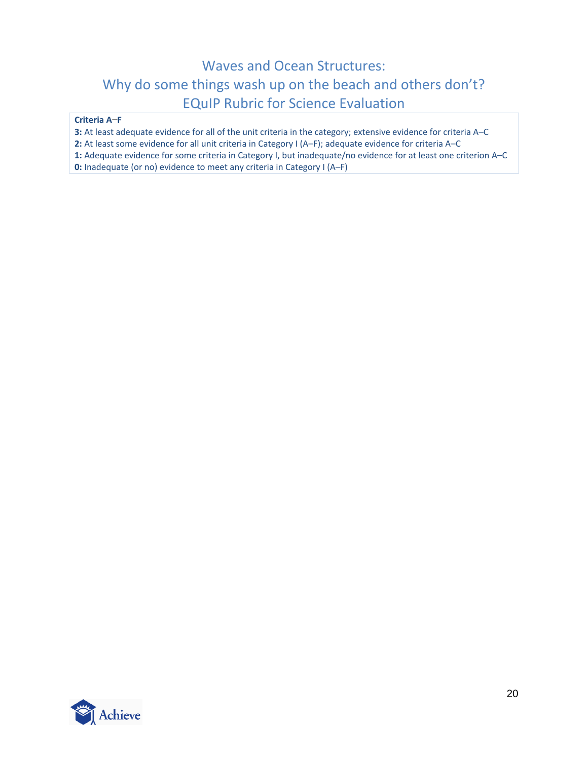# Waves and Ocean Structures: Why do some things wash up on the beach and others don't? EQuIP Rubric for Science Evaluation

| **Criteria A–F** |
|---|
| **3:** At least adequate evidence for all of the unit criteria in the category; extensive evidence for criteria A–C |
| **2:** At least some evidence for all unit criteria in Category I (A–F); adequate evidence for criteria A–C |
| **1:** Adequate evidence for some criteria in Category I, but inadequate/no evidence for at least one criterion A–C |
| **0:** Inadequate (or no) evidence to meet any criteria in Category I (A–F) |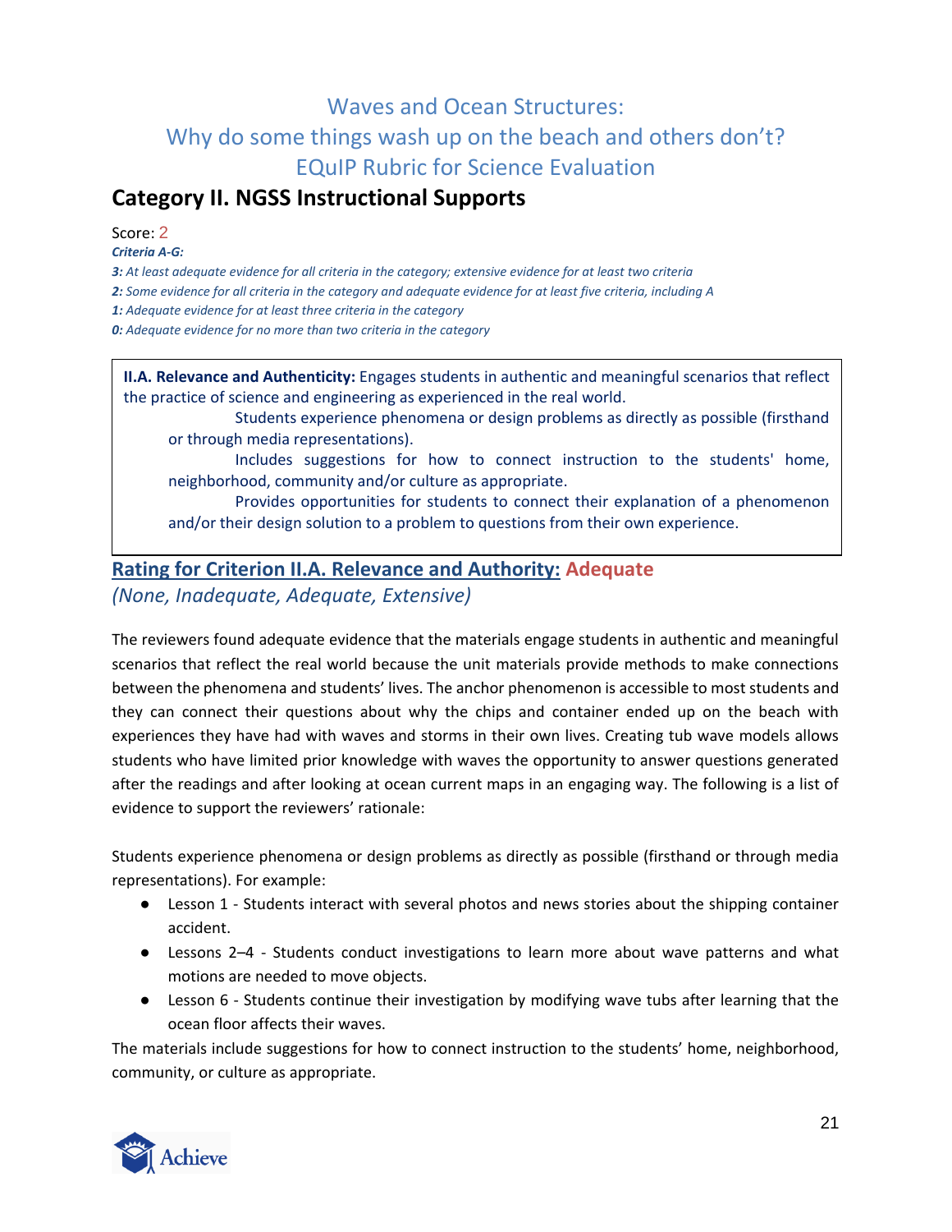# Waves and Ocean Structures:
# Why do some things wash up on the beach and others don't?
# EQuIP Rubric for Science Evaluation

## Category II. NGSS Instructional Supports

Score: 2

***Criteria A-G:***

***3:** At least adequate evidence for all criteria in the category; extensive evidence for at least two criteria*

***2:** Some evidence for all criteria in the category and adequate evidence for at least five criteria, including A*

***1:** Adequate evidence for at least three criteria in the category*

***0:** Adequate evidence for no more than two criteria in the category*

> **II.A. Relevance and Authenticity:** Engages students in authentic and meaningful scenarios that reflect the practice of science and engineering as experienced in the real world.
>
> Students experience phenomena or design problems as directly as possible (firsthand or through media representations).
>
> Includes suggestions for how to connect instruction to the students' home, neighborhood, community and/or culture as appropriate.
>
> Provides opportunities for students to connect their explanation of a phenomenon and/or their design solution to a problem to questions from their own experience.

### Rating for Criterion II.A. Relevance and Authority: Adequate

*(None, Inadequate, Adequate, Extensive)*

The reviewers found adequate evidence that the materials engage students in authentic and meaningful scenarios that reflect the real world because the unit materials provide methods to make connections between the phenomena and students' lives. The anchor phenomenon is accessible to most students and they can connect their questions about why the chips and container ended up on the beach with experiences they have had with waves and storms in their own lives. Creating tub wave models allows students who have limited prior knowledge with waves the opportunity to answer questions generated after the readings and after looking at ocean current maps in an engaging way. The following is a list of evidence to support the reviewers' rationale:

Students experience phenomena or design problems as directly as possible (firsthand or through media representations). For example:

- Lesson 1 - Students interact with several photos and news stories about the shipping container accident.
- Lessons 2–4 - Students conduct investigations to learn more about wave patterns and what motions are needed to move objects.
- Lesson 6 - Students continue their investigation by modifying wave tubs after learning that the ocean floor affects their waves.

The materials include suggestions for how to connect instruction to the students' home, neighborhood, community, or culture as appropriate.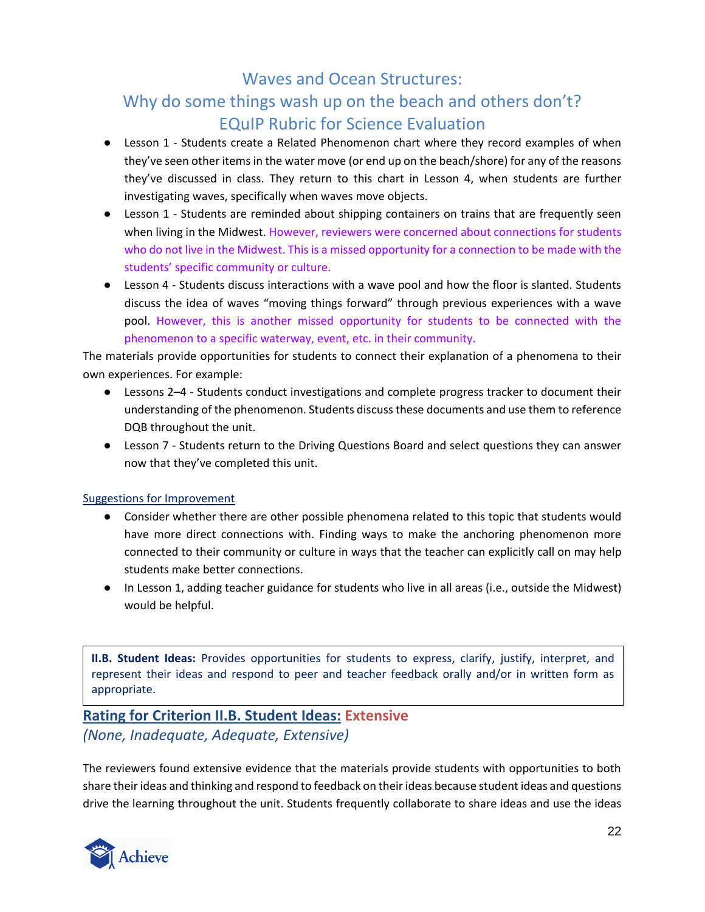- Lesson 1 - Students create a Related Phenomenon chart where they record examples of when they've seen other items in the water move (or end up on the beach/shore) for any of the reasons they've discussed in class. They return to this chart in Lesson 4, when students are further investigating waves, specifically when waves move objects.
- Lesson 1 - Students are reminded about shipping containers on trains that are frequently seen when living in the Midwest. However, reviewers were concerned about connections for students who do not live in the Midwest. This is a missed opportunity for a connection to be made with the students' specific community or culture.
- Lesson 4 - Students discuss interactions with a wave pool and how the floor is slanted. Students discuss the idea of waves "moving things forward" through previous experiences with a wave pool. However, this is another missed opportunity for students to be connected with the phenomenon to a specific waterway, event, etc. in their community.

The materials provide opportunities for students to connect their explanation of a phenomena to their own experiences. For example:

- Lessons 2–4 - Students conduct investigations and complete progress tracker to document their understanding of the phenomenon. Students discuss these documents and use them to reference DQB throughout the unit.
- Lesson 7 - Students return to the Driving Questions Board and select questions they can answer now that they've completed this unit.

Suggestions for Improvement

- Consider whether there are other possible phenomena related to this topic that students would have more direct connections with. Finding ways to make the anchoring phenomenon more connected to their community or culture in ways that the teacher can explicitly call on may help students make better connections.
- In Lesson 1, adding teacher guidance for students who live in all areas (i.e., outside the Midwest) would be helpful.

**II.B. Student Ideas:** Provides opportunities for students to express, clarify, justify, interpret, and represent their ideas and respond to peer and teacher feedback orally and/or in written form as appropriate.

## Rating for Criterion II.B. Student Ideas: Extensive

*(None, Inadequate, Adequate, Extensive)*

The reviewers found extensive evidence that the materials provide students with opportunities to both share their ideas and thinking and respond to feedback on their ideas because student ideas and questions drive the learning throughout the unit. Students frequently collaborate to share ideas and use the ideas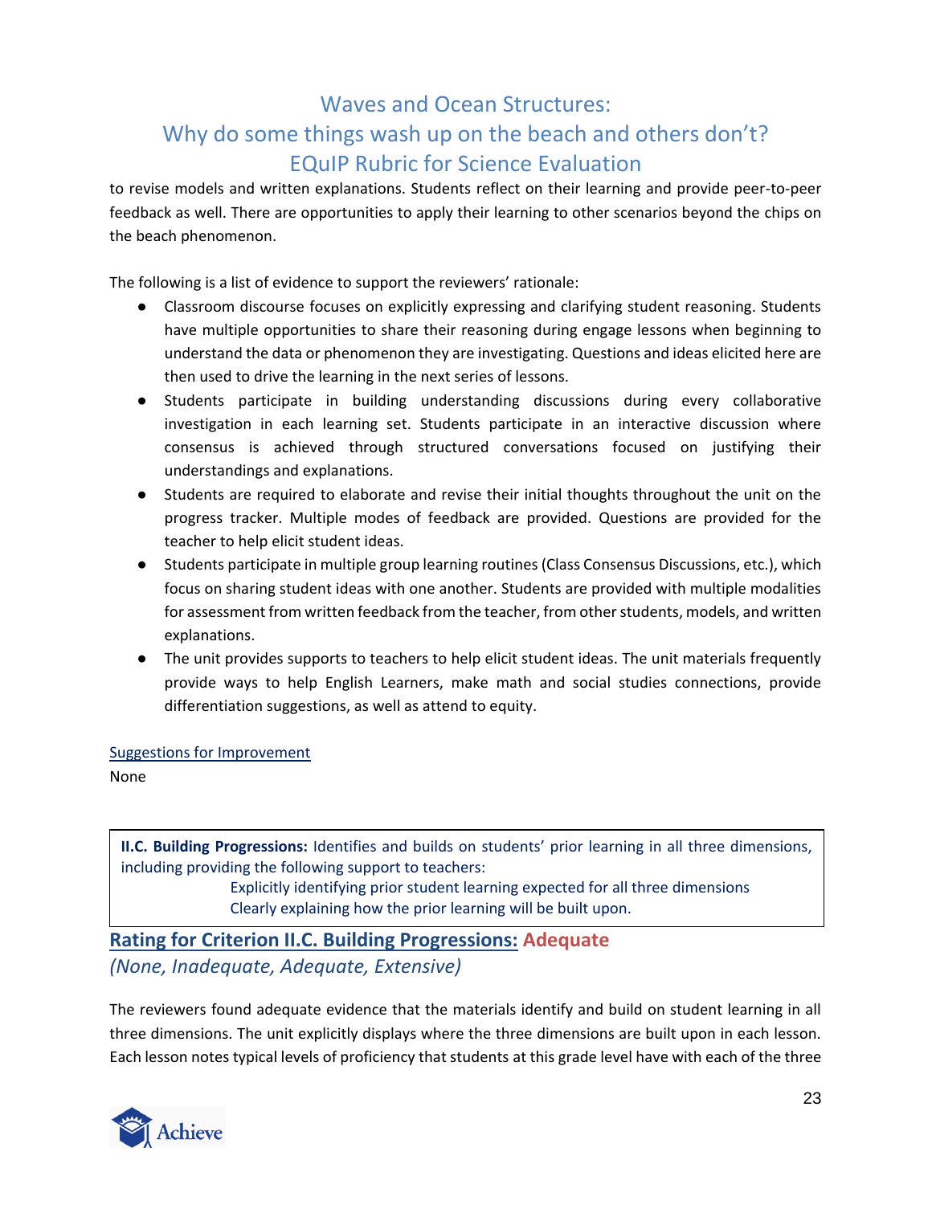to revise models and written explanations. Students reflect on their learning and provide peer-to-peer feedback as well. There are opportunities to apply their learning to other scenarios beyond the chips on the beach phenomenon.

The following is a list of evidence to support the reviewers' rationale:

- Classroom discourse focuses on explicitly expressing and clarifying student reasoning. Students have multiple opportunities to share their reasoning during engage lessons when beginning to understand the data or phenomenon they are investigating. Questions and ideas elicited here are then used to drive the learning in the next series of lessons.
- Students participate in building understanding discussions during every collaborative investigation in each learning set. Students participate in an interactive discussion where consensus is achieved through structured conversations focused on justifying their understandings and explanations.
- Students are required to elaborate and revise their initial thoughts throughout the unit on the progress tracker. Multiple modes of feedback are provided. Questions are provided for the teacher to help elicit student ideas.
- Students participate in multiple group learning routines (Class Consensus Discussions, etc.), which focus on sharing student ideas with one another. Students are provided with multiple modalities for assessment from written feedback from the teacher, from other students, models, and written explanations.
- The unit provides supports to teachers to help elicit student ideas. The unit materials frequently provide ways to help English Learners, make math and social studies connections, provide differentiation suggestions, as well as attend to equity.

Suggestions for Improvement

None

**II.C. Building Progressions:** Identifies and builds on students' prior learning in all three dimensions, including providing the following support to teachers:

Explicitly identifying prior student learning expected for all three dimensions

Clearly explaining how the prior learning will be built upon.

## Rating for Criterion II.C. Building Progressions: Adequate

*(None, Inadequate, Adequate, Extensive)*

The reviewers found adequate evidence that the materials identify and build on student learning in all three dimensions. The unit explicitly displays where the three dimensions are built upon in each lesson. Each lesson notes typical levels of proficiency that students at this grade level have with each of the three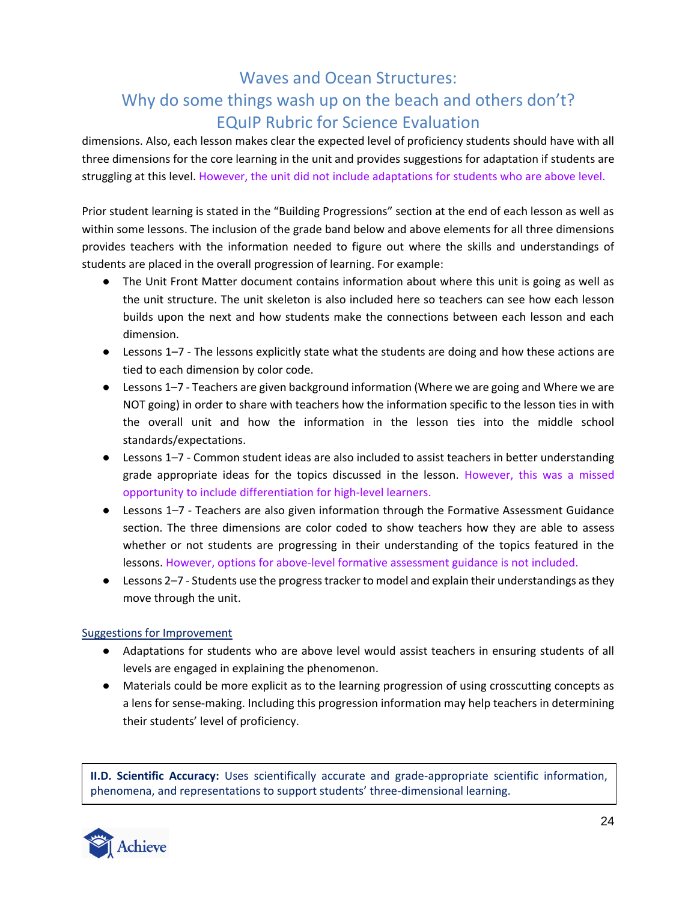dimensions. Also, each lesson makes clear the expected level of proficiency students should have with all three dimensions for the core learning in the unit and provides suggestions for adaptation if students are struggling at this level. However, the unit did not include adaptations for students who are above level.

Prior student learning is stated in the "Building Progressions" section at the end of each lesson as well as within some lessons. The inclusion of the grade band below and above elements for all three dimensions provides teachers with the information needed to figure out where the skills and understandings of students are placed in the overall progression of learning. For example:

- The Unit Front Matter document contains information about where this unit is going as well as the unit structure. The unit skeleton is also included here so teachers can see how each lesson builds upon the next and how students make the connections between each lesson and each dimension.
- Lessons 1–7 - The lessons explicitly state what the students are doing and how these actions are tied to each dimension by color code.
- Lessons 1–7 - Teachers are given background information (Where we are going and Where we are NOT going) in order to share with teachers how the information specific to the lesson ties in with the overall unit and how the information in the lesson ties into the middle school standards/expectations.
- Lessons 1–7 - Common student ideas are also included to assist teachers in better understanding grade appropriate ideas for the topics discussed in the lesson. However, this was a missed opportunity to include differentiation for high-level learners.
- Lessons 1–7 - Teachers are also given information through the Formative Assessment Guidance section. The three dimensions are color coded to show teachers how they are able to assess whether or not students are progressing in their understanding of the topics featured in the lessons. However, options for above-level formative assessment guidance is not included.
- Lessons 2–7 - Students use the progress tracker to model and explain their understandings as they move through the unit.

Suggestions for Improvement

- Adaptations for students who are above level would assist teachers in ensuring students of all levels are engaged in explaining the phenomenon.
- Materials could be more explicit as to the learning progression of using crosscutting concepts as a lens for sense-making. Including this progression information may help teachers in determining their students' level of proficiency.

**II.D. Scientific Accuracy:** Uses scientifically accurate and grade-appropriate scientific information, phenomena, and representations to support students' three-dimensional learning.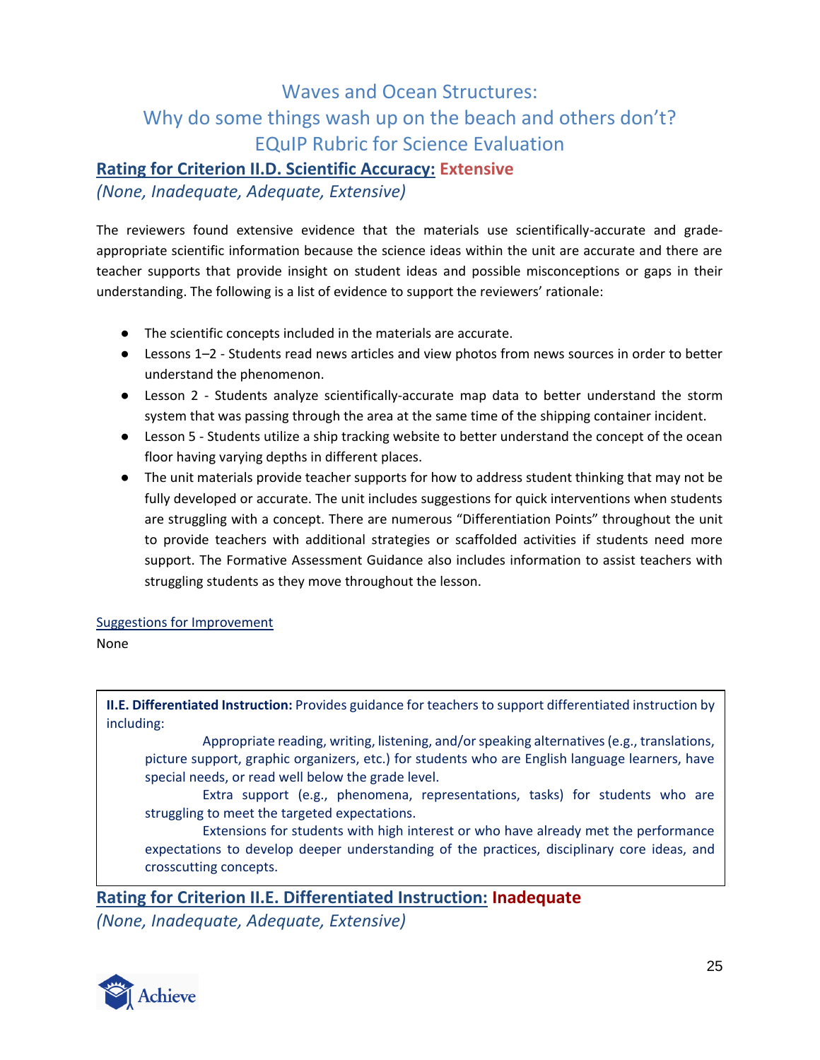# Waves and Ocean Structures:
# Why do some things wash up on the beach and others don't?
# EQuIP Rubric for Science Evaluation

## Rating for Criterion II.D. Scientific Accuracy: Extensive

*(None, Inadequate, Adequate, Extensive)*

The reviewers found extensive evidence that the materials use scientifically-accurate and grade-appropriate scientific information because the science ideas within the unit are accurate and there are teacher supports that provide insight on student ideas and possible misconceptions or gaps in their understanding. The following is a list of evidence to support the reviewers' rationale:

- The scientific concepts included in the materials are accurate.
- Lessons 1–2 - Students read news articles and view photos from news sources in order to better understand the phenomenon.
- Lesson 2 - Students analyze scientifically-accurate map data to better understand the storm system that was passing through the area at the same time of the shipping container incident.
- Lesson 5 - Students utilize a ship tracking website to better understand the concept of the ocean floor having varying depths in different places.
- The unit materials provide teacher supports for how to address student thinking that may not be fully developed or accurate. The unit includes suggestions for quick interventions when students are struggling with a concept. There are numerous "Differentiation Points" throughout the unit to provide teachers with additional strategies or scaffolded activities if students need more support. The Formative Assessment Guidance also includes information to assist teachers with struggling students as they move throughout the lesson.

Suggestions for Improvement

None

**II.E. Differentiated Instruction:** Provides guidance for teachers to support differentiated instruction by including:

- Appropriate reading, writing, listening, and/or speaking alternatives (e.g., translations, picture support, graphic organizers, etc.) for students who are English language learners, have special needs, or read well below the grade level.
- Extra support (e.g., phenomena, representations, tasks) for students who are struggling to meet the targeted expectations.
- Extensions for students with high interest or who have already met the performance expectations to develop deeper understanding of the practices, disciplinary core ideas, and crosscutting concepts.

## Rating for Criterion II.E. Differentiated Instruction: Inadequate

*(None, Inadequate, Adequate, Extensive)*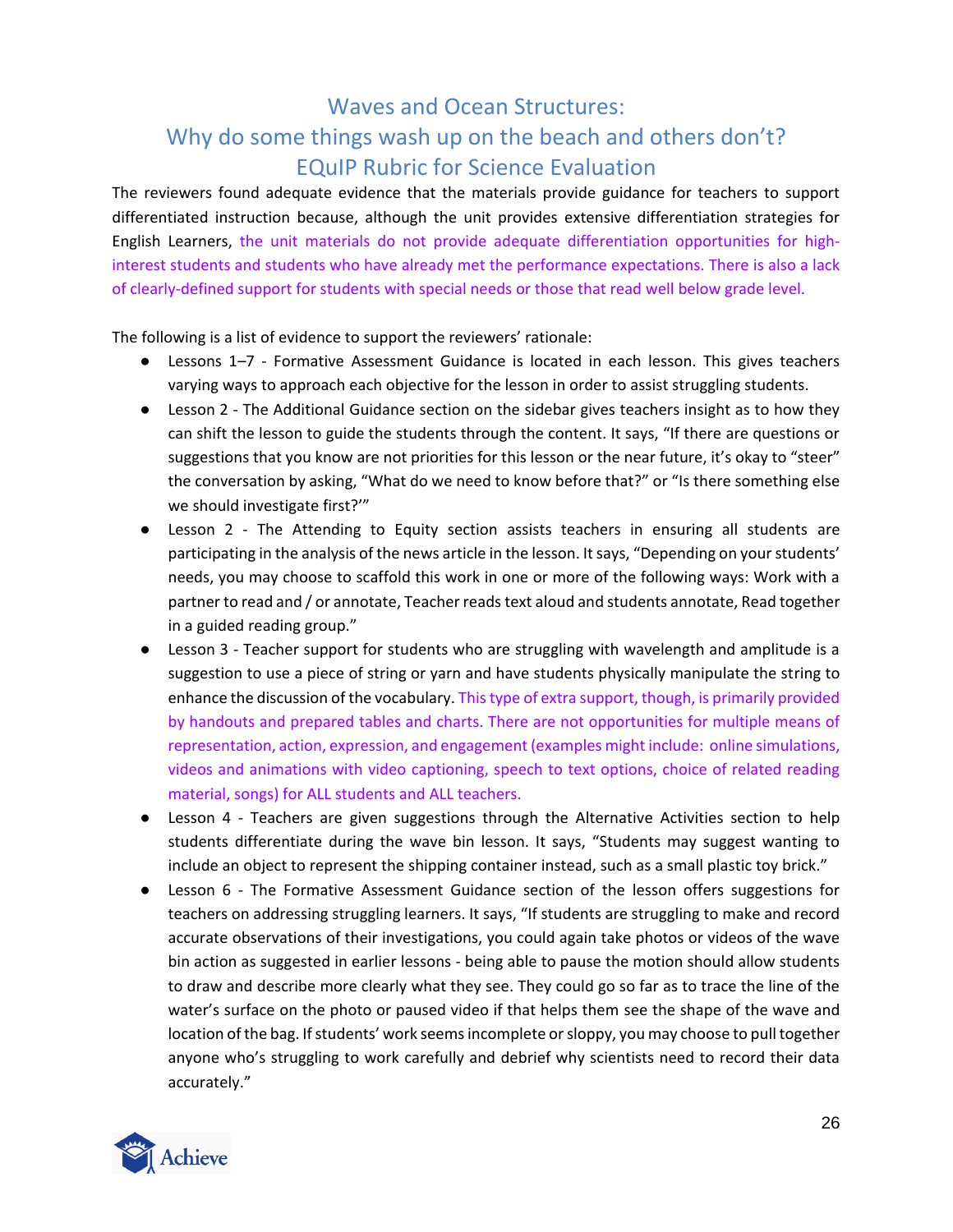# Waves and Ocean Structures: Why do some things wash up on the beach and others don't? EQuIP Rubric for Science Evaluation

The reviewers found adequate evidence that the materials provide guidance for teachers to support differentiated instruction because, although the unit provides extensive differentiation strategies for English Learners, the unit materials do not provide adequate differentiation opportunities for high-interest students and students who have already met the performance expectations. There is also a lack of clearly-defined support for students with special needs or those that read well below grade level.

The following is a list of evidence to support the reviewers' rationale:

- Lessons 1–7 - Formative Assessment Guidance is located in each lesson. This gives teachers varying ways to approach each objective for the lesson in order to assist struggling students.
- Lesson 2 - The Additional Guidance section on the sidebar gives teachers insight as to how they can shift the lesson to guide the students through the content. It says, "If there are questions or suggestions that you know are not priorities for this lesson or the near future, it's okay to "steer" the conversation by asking, "What do we need to know before that?" or "Is there something else we should investigate first?'"
- Lesson 2 - The Attending to Equity section assists teachers in ensuring all students are participating in the analysis of the news article in the lesson. It says, "Depending on your students' needs, you may choose to scaffold this work in one or more of the following ways: Work with a partner to read and / or annotate, Teacher reads text aloud and students annotate, Read together in a guided reading group."
- Lesson 3 - Teacher support for students who are struggling with wavelength and amplitude is a suggestion to use a piece of string or yarn and have students physically manipulate the string to enhance the discussion of the vocabulary. This type of extra support, though, is primarily provided by handouts and prepared tables and charts. There are not opportunities for multiple means of representation, action, expression, and engagement (examples might include: online simulations, videos and animations with video captioning, speech to text options, choice of related reading material, songs) for ALL students and ALL teachers.
- Lesson 4 - Teachers are given suggestions through the Alternative Activities section to help students differentiate during the wave bin lesson. It says, "Students may suggest wanting to include an object to represent the shipping container instead, such as a small plastic toy brick."
- Lesson 6 - The Formative Assessment Guidance section of the lesson offers suggestions for teachers on addressing struggling learners. It says, "If students are struggling to make and record accurate observations of their investigations, you could again take photos or videos of the wave bin action as suggested in earlier lessons - being able to pause the motion should allow students to draw and describe more clearly what they see. They could go so far as to trace the line of the water's surface on the photo or paused video if that helps them see the shape of the wave and location of the bag. If students' work seems incomplete or sloppy, you may choose to pull together anyone who's struggling to work carefully and debrief why scientists need to record their data accurately."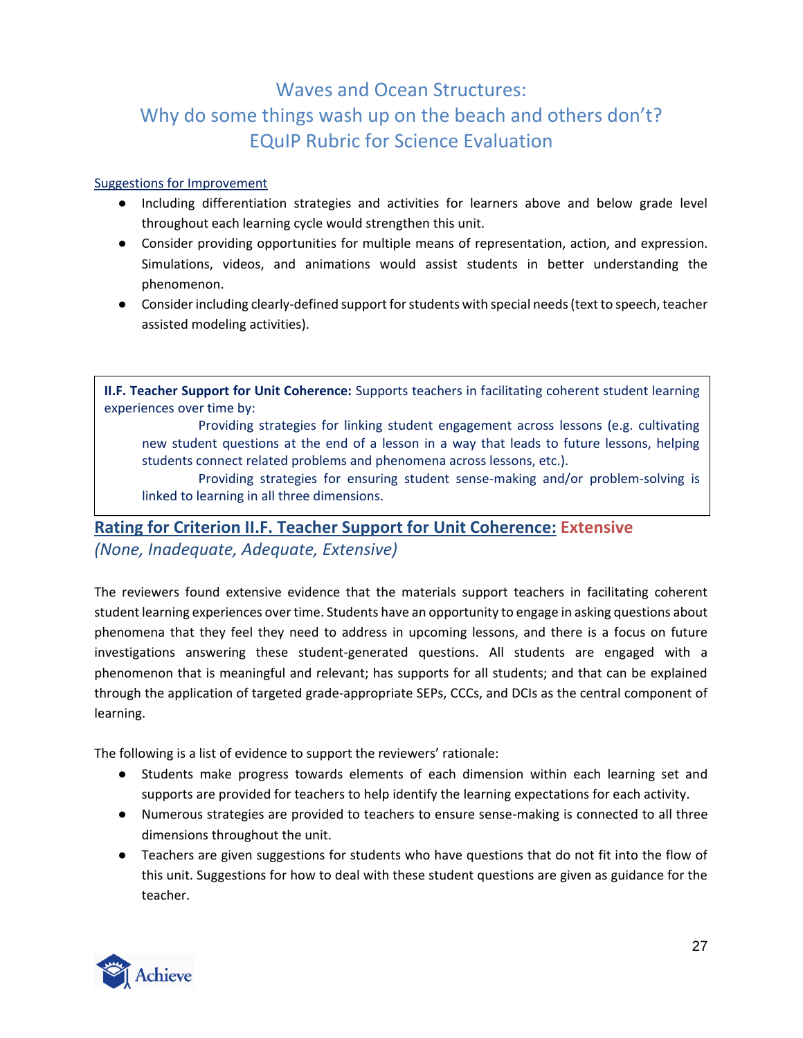# Waves and Ocean Structures: Why do some things wash up on the beach and others don't? EQuIP Rubric for Science Evaluation

Suggestions for Improvement

- Including differentiation strategies and activities for learners above and below grade level throughout each learning cycle would strengthen this unit.
- Consider providing opportunities for multiple means of representation, action, and expression. Simulations, videos, and animations would assist students in better understanding the phenomenon.
- Consider including clearly-defined support for students with special needs (text to speech, teacher assisted modeling activities).

> **II.F. Teacher Support for Unit Coherence:** Supports teachers in facilitating coherent student learning experiences over time by:
>
> Providing strategies for linking student engagement across lessons (e.g. cultivating new student questions at the end of a lesson in a way that leads to future lessons, helping students connect related problems and phenomena across lessons, etc.).
>
> Providing strategies for ensuring student sense-making and/or problem-solving is linked to learning in all three dimensions.

## Rating for Criterion II.F. Teacher Support for Unit Coherence: Extensive

*(None, Inadequate, Adequate, Extensive)*

The reviewers found extensive evidence that the materials support teachers in facilitating coherent student learning experiences over time. Students have an opportunity to engage in asking questions about phenomena that they feel they need to address in upcoming lessons, and there is a focus on future investigations answering these student-generated questions. All students are engaged with a phenomenon that is meaningful and relevant; has supports for all students; and that can be explained through the application of targeted grade-appropriate SEPs, CCCs, and DCIs as the central component of learning.

The following is a list of evidence to support the reviewers' rationale:

- Students make progress towards elements of each dimension within each learning set and supports are provided for teachers to help identify the learning expectations for each activity.
- Numerous strategies are provided to teachers to ensure sense-making is connected to all three dimensions throughout the unit.
- Teachers are given suggestions for students who have questions that do not fit into the flow of this unit. Suggestions for how to deal with these student questions are given as guidance for the teacher.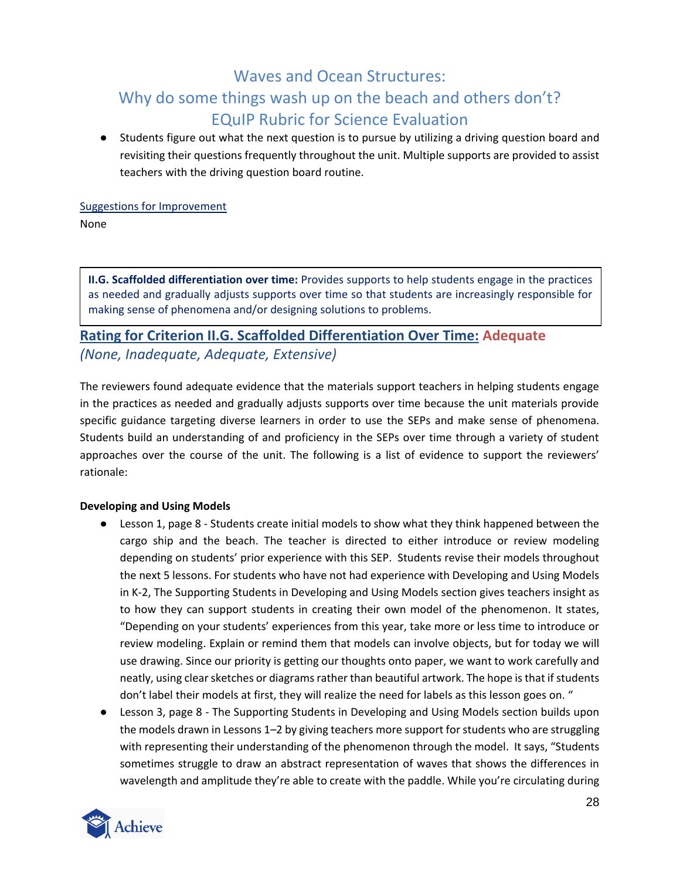- Students figure out what the next question is to pursue by utilizing a driving question board and revisiting their questions frequently throughout the unit. Multiple supports are provided to assist teachers with the driving question board routine.

Suggestions for Improvement

None

> **II.G. Scaffolded differentiation over time:** Provides supports to help students engage in the practices as needed and gradually adjusts supports over time so that students are increasingly responsible for making sense of phenomena and/or designing solutions to problems.

### Rating for Criterion II.G. Scaffolded Differentiation Over Time: Adequate

*(None, Inadequate, Adequate, Extensive)*

The reviewers found adequate evidence that the materials support teachers in helping students engage in the practices as needed and gradually adjusts supports over time because the unit materials provide specific guidance targeting diverse learners in order to use the SEPs and make sense of phenomena. Students build an understanding of and proficiency in the SEPs over time through a variety of student approaches over the course of the unit. The following is a list of evidence to support the reviewers' rationale:

**Developing and Using Models**

- Lesson 1, page 8 - Students create initial models to show what they think happened between the cargo ship and the beach. The teacher is directed to either introduce or review modeling depending on students' prior experience with this SEP. Students revise their models throughout the next 5 lessons. For students who have not had experience with Developing and Using Models in K-2, The Supporting Students in Developing and Using Models section gives teachers insight as to how they can support students in creating their own model of the phenomenon. It states, "Depending on your students' experiences from this year, take more or less time to introduce or review modeling. Explain or remind them that models can involve objects, but for today we will use drawing. Since our priority is getting our thoughts onto paper, we want to work carefully and neatly, using clear sketches or diagrams rather than beautiful artwork. The hope is that if students don't label their models at first, they will realize the need for labels as this lesson goes on. "
- Lesson 3, page 8 - The Supporting Students in Developing and Using Models section builds upon the models drawn in Lessons 1–2 by giving teachers more support for students who are struggling with representing their understanding of the phenomenon through the model. It says, "Students sometimes struggle to draw an abstract representation of waves that shows the differences in wavelength and amplitude they're able to create with the paddle. While you're circulating during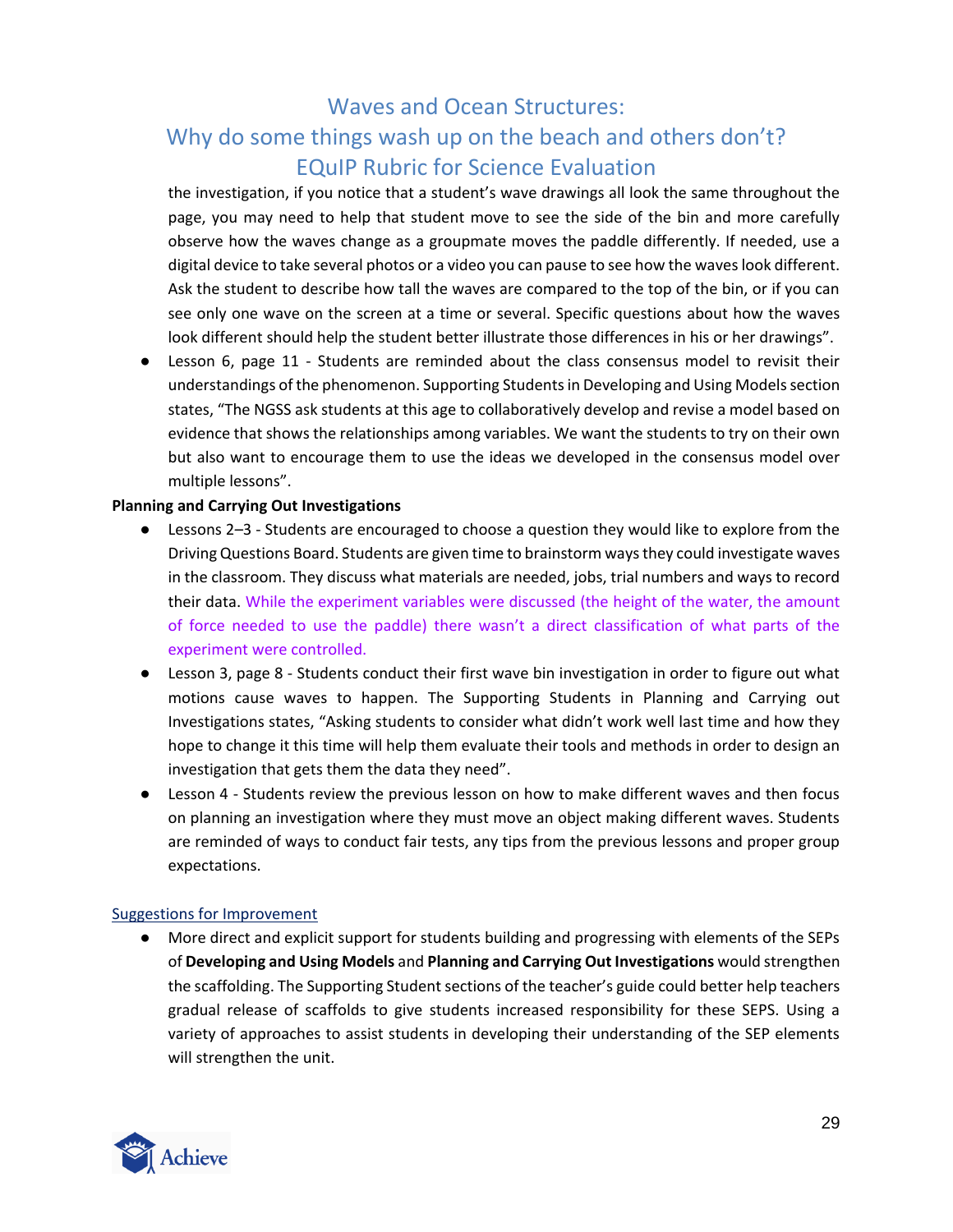the investigation, if you notice that a student's wave drawings all look the same throughout the page, you may need to help that student move to see the side of the bin and more carefully observe how the waves change as a groupmate moves the paddle differently. If needed, use a digital device to take several photos or a video you can pause to see how the waves look different. Ask the student to describe how tall the waves are compared to the top of the bin, or if you can see only one wave on the screen at a time or several. Specific questions about how the waves look different should help the student better illustrate those differences in his or her drawings".

- Lesson 6, page 11 - Students are reminded about the class consensus model to revisit their understandings of the phenomenon. Supporting Students in Developing and Using Models section states, "The NGSS ask students at this age to collaboratively develop and revise a model based on evidence that shows the relationships among variables. We want the students to try on their own but also want to encourage them to use the ideas we developed in the consensus model over multiple lessons".

**Planning and Carrying Out Investigations**

- Lessons 2–3 - Students are encouraged to choose a question they would like to explore from the Driving Questions Board. Students are given time to brainstorm ways they could investigate waves in the classroom. They discuss what materials are needed, jobs, trial numbers and ways to record their data. While the experiment variables were discussed (the height of the water, the amount of force needed to use the paddle) there wasn't a direct classification of what parts of the experiment were controlled.
- Lesson 3, page 8 - Students conduct their first wave bin investigation in order to figure out what motions cause waves to happen. The Supporting Students in Planning and Carrying out Investigations states, "Asking students to consider what didn't work well last time and how they hope to change it this time will help them evaluate their tools and methods in order to design an investigation that gets them the data they need".
- Lesson 4 - Students review the previous lesson on how to make different waves and then focus on planning an investigation where they must move an object making different waves. Students are reminded of ways to conduct fair tests, any tips from the previous lessons and proper group expectations.

Suggestions for Improvement

- More direct and explicit support for students building and progressing with elements of the SEPs of **Developing and Using Models** and **Planning and Carrying Out Investigations** would strengthen the scaffolding. The Supporting Student sections of the teacher's guide could better help teachers gradual release of scaffolds to give students increased responsibility for these SEPS. Using a variety of approaches to assist students in developing their understanding of the SEP elements will strengthen the unit.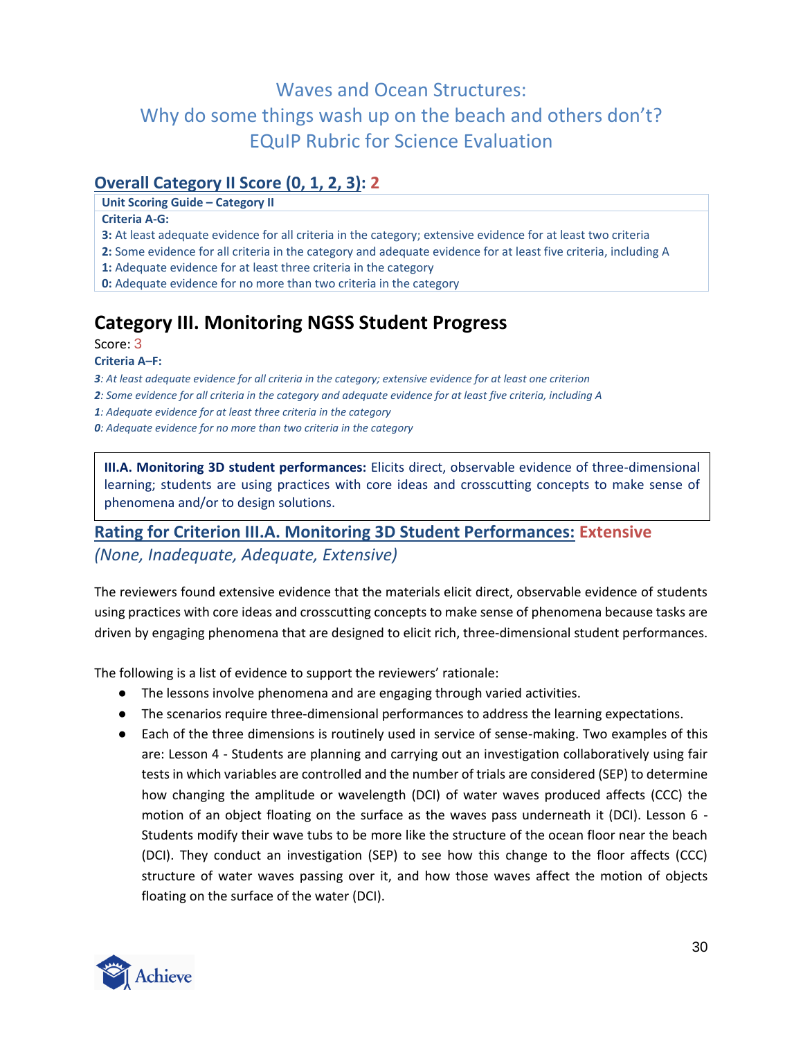# Waves and Ocean Structures:
# Why do some things wash up on the beach and others don't?
# EQuIP Rubric for Science Evaluation

## Overall Category II Score (0, 1, 2, 3): 2

| Unit Scoring Guide – Category II |
|---|
| **Criteria A-G:** |
| **3:** At least adequate evidence for all criteria in the category; extensive evidence for at least two criteria |
| **2:** Some evidence for all criteria in the category and adequate evidence for at least five criteria, including A |
| **1:** Adequate evidence for at least three criteria in the category |
| **0:** Adequate evidence for no more than two criteria in the category |

## Category III. Monitoring NGSS Student Progress

Score: 3

**Criteria A–F:**

*__3__: At least adequate evidence for all criteria in the category; extensive evidence for at least one criterion*

*__2__: Some evidence for all criteria in the category and adequate evidence for at least five criteria, including A*

*__1__: Adequate evidence for at least three criteria in the category*

*__0__: Adequate evidence for no more than two criteria in the category*

> **III.A. Monitoring 3D student performances:** Elicits direct, observable evidence of three-dimensional learning; students are using practices with core ideas and crosscutting concepts to make sense of phenomena and/or to design solutions.

### Rating for Criterion III.A. Monitoring 3D Student Performances: Extensive

*(None, Inadequate, Adequate, Extensive)*

The reviewers found extensive evidence that the materials elicit direct, observable evidence of students using practices with core ideas and crosscutting concepts to make sense of phenomena because tasks are driven by engaging phenomena that are designed to elicit rich, three-dimensional student performances.

The following is a list of evidence to support the reviewers' rationale:

- The lessons involve phenomena and are engaging through varied activities.
- The scenarios require three-dimensional performances to address the learning expectations.
- Each of the three dimensions is routinely used in service of sense-making. Two examples of this are: Lesson 4 - Students are planning and carrying out an investigation collaboratively using fair tests in which variables are controlled and the number of trials are considered (SEP) to determine how changing the amplitude or wavelength (DCI) of water waves produced affects (CCC) the motion of an object floating on the surface as the waves pass underneath it (DCI). Lesson 6 - Students modify their wave tubs to be more like the structure of the ocean floor near the beach (DCI). They conduct an investigation (SEP) to see how this change to the floor affects (CCC) structure of water waves passing over it, and how those waves affect the motion of objects floating on the surface of the water (DCI).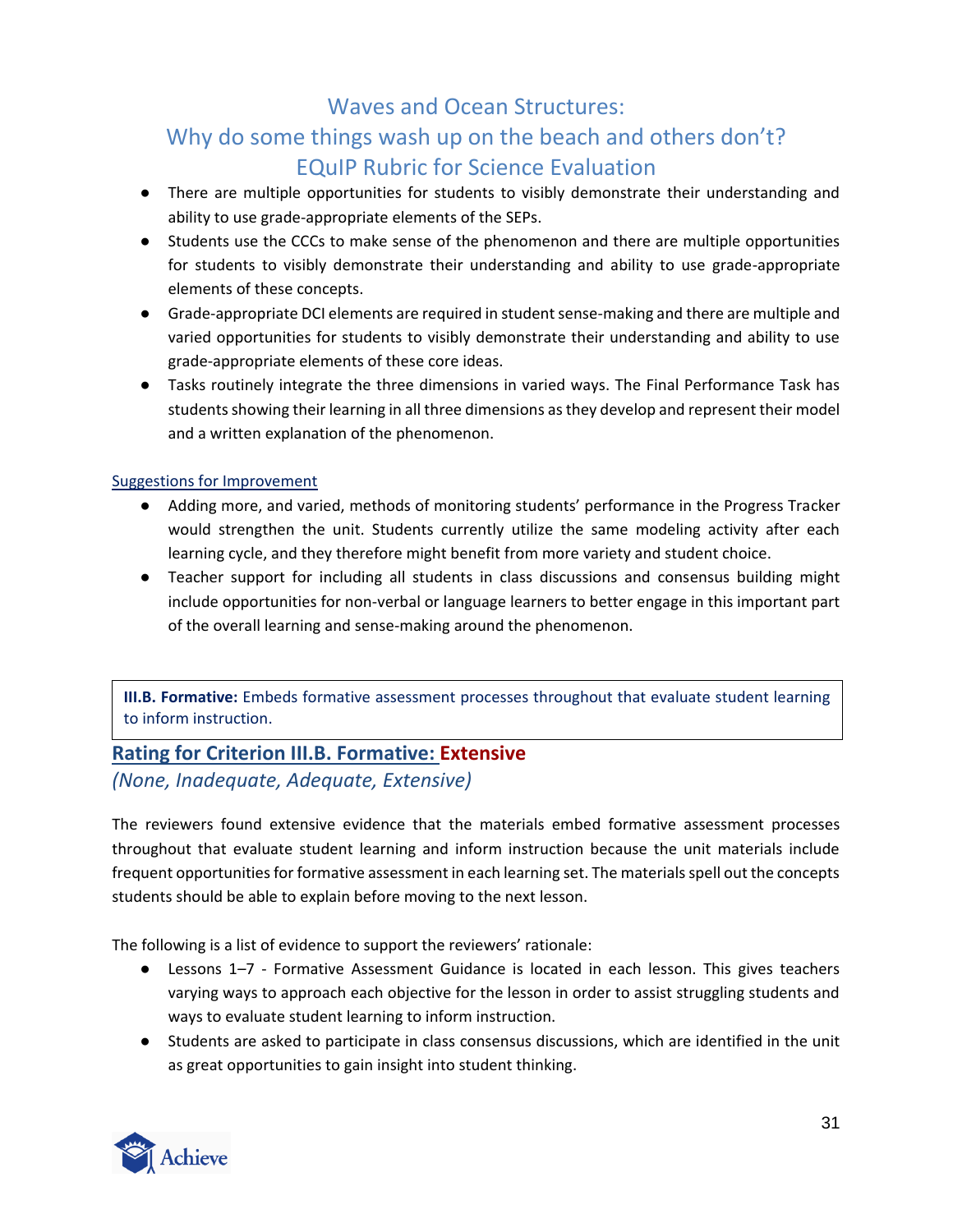- There are multiple opportunities for students to visibly demonstrate their understanding and ability to use grade-appropriate elements of the SEPs.
- Students use the CCCs to make sense of the phenomenon and there are multiple opportunities for students to visibly demonstrate their understanding and ability to use grade-appropriate elements of these concepts.
- Grade-appropriate DCI elements are required in student sense-making and there are multiple and varied opportunities for students to visibly demonstrate their understanding and ability to use grade-appropriate elements of these core ideas.
- Tasks routinely integrate the three dimensions in varied ways. The Final Performance Task has students showing their learning in all three dimensions as they develop and represent their model and a written explanation of the phenomenon.

Suggestions for Improvement

- Adding more, and varied, methods of monitoring students' performance in the Progress Tracker would strengthen the unit. Students currently utilize the same modeling activity after each learning cycle, and they therefore might benefit from more variety and student choice.
- Teacher support for including all students in class discussions and consensus building might include opportunities for non-verbal or language learners to better engage in this important part of the overall learning and sense-making around the phenomenon.

**III.B. Formative:** Embeds formative assessment processes throughout that evaluate student learning to inform instruction.

## Rating for Criterion III.B. Formative: Extensive

*(None, Inadequate, Adequate, Extensive)*

The reviewers found extensive evidence that the materials embed formative assessment processes throughout that evaluate student learning and inform instruction because the unit materials include frequent opportunities for formative assessment in each learning set. The materials spell out the concepts students should be able to explain before moving to the next lesson.

The following is a list of evidence to support the reviewers' rationale:

- Lessons 1–7 - Formative Assessment Guidance is located in each lesson. This gives teachers varying ways to approach each objective for the lesson in order to assist struggling students and ways to evaluate student learning to inform instruction.
- Students are asked to participate in class consensus discussions, which are identified in the unit as great opportunities to gain insight into student thinking.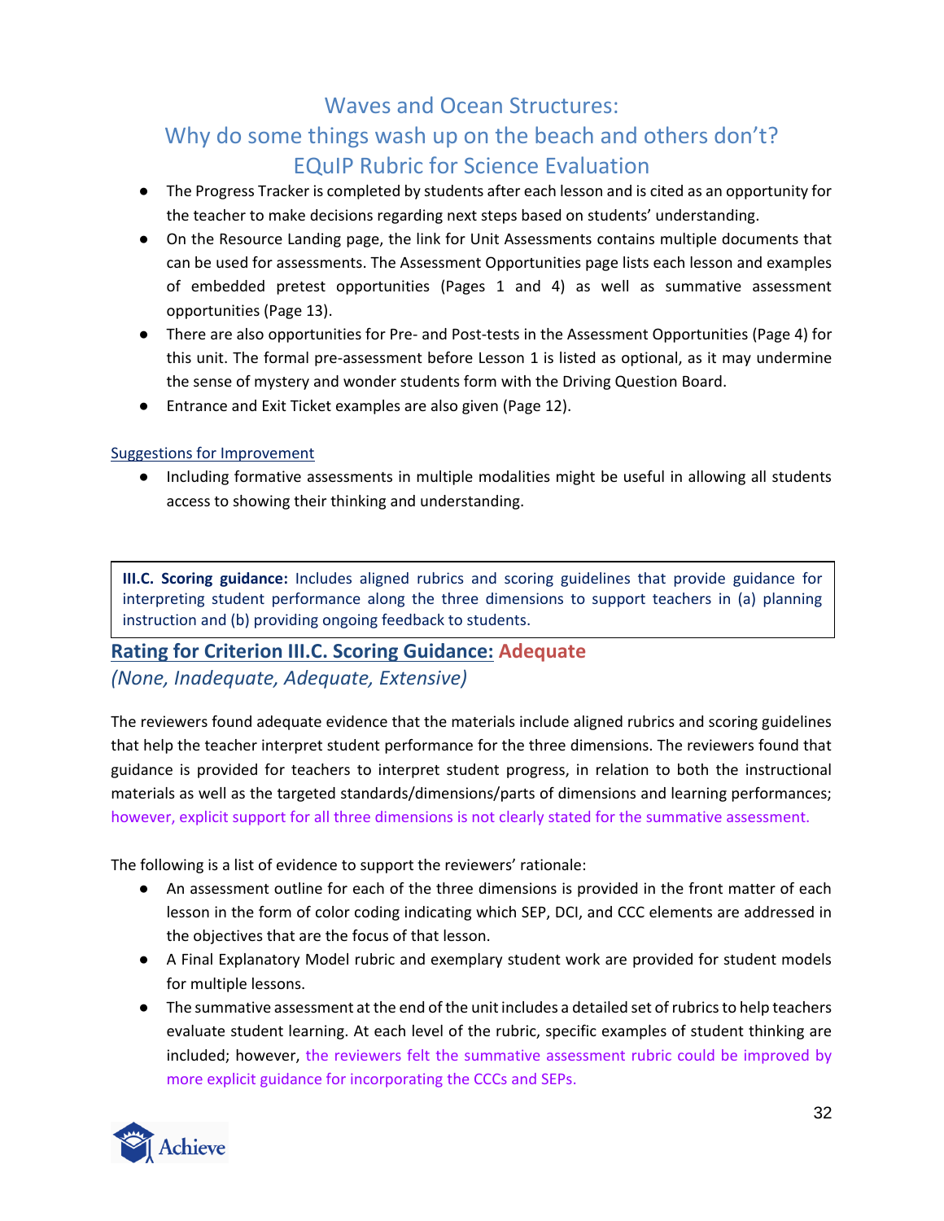- The Progress Tracker is completed by students after each lesson and is cited as an opportunity for the teacher to make decisions regarding next steps based on students' understanding.
- On the Resource Landing page, the link for Unit Assessments contains multiple documents that can be used for assessments. The Assessment Opportunities page lists each lesson and examples of embedded pretest opportunities (Pages 1 and 4) as well as summative assessment opportunities (Page 13).
- There are also opportunities for Pre- and Post-tests in the Assessment Opportunities (Page 4) for this unit. The formal pre-assessment before Lesson 1 is listed as optional, as it may undermine the sense of mystery and wonder students form with the Driving Question Board.
- Entrance and Exit Ticket examples are also given (Page 12).

Suggestions for Improvement

- Including formative assessments in multiple modalities might be useful in allowing all students access to showing their thinking and understanding.

**III.C. Scoring guidance:** Includes aligned rubrics and scoring guidelines that provide guidance for interpreting student performance along the three dimensions to support teachers in (a) planning instruction and (b) providing ongoing feedback to students.

## Rating for Criterion III.C. Scoring Guidance: Adequate

*(None, Inadequate, Adequate, Extensive)*

The reviewers found adequate evidence that the materials include aligned rubrics and scoring guidelines that help the teacher interpret student performance for the three dimensions. The reviewers found that guidance is provided for teachers to interpret student progress, in relation to both the instructional materials as well as the targeted standards/dimensions/parts of dimensions and learning performances; however, explicit support for all three dimensions is not clearly stated for the summative assessment.

The following is a list of evidence to support the reviewers' rationale:

- An assessment outline for each of the three dimensions is provided in the front matter of each lesson in the form of color coding indicating which SEP, DCI, and CCC elements are addressed in the objectives that are the focus of that lesson.
- A Final Explanatory Model rubric and exemplary student work are provided for student models for multiple lessons.
- The summative assessment at the end of the unit includes a detailed set of rubrics to help teachers evaluate student learning. At each level of the rubric, specific examples of student thinking are included; however, the reviewers felt the summative assessment rubric could be improved by more explicit guidance for incorporating the CCCs and SEPs.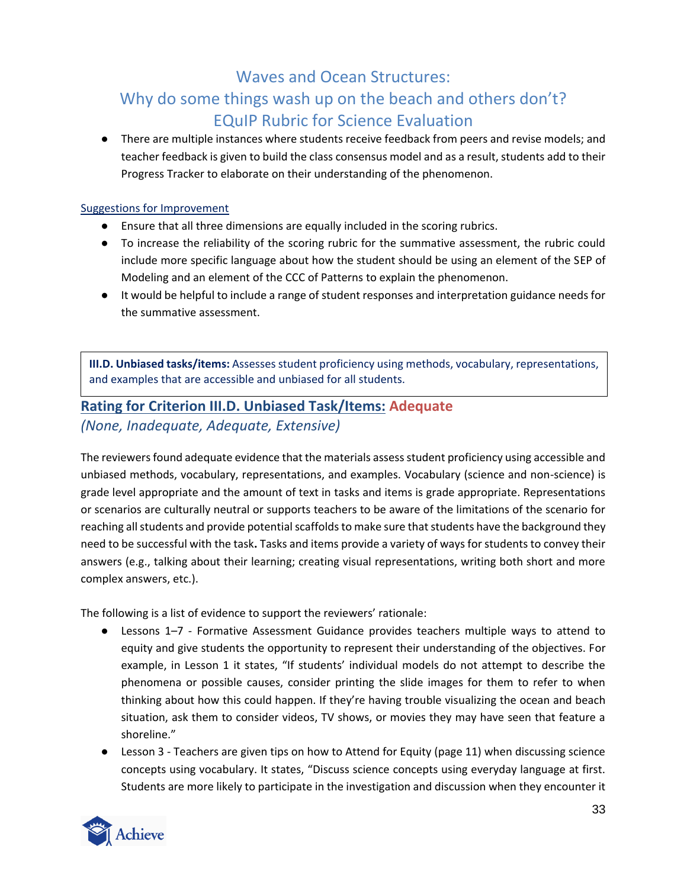- There are multiple instances where students receive feedback from peers and revise models; and teacher feedback is given to build the class consensus model and as a result, students add to their Progress Tracker to elaborate on their understanding of the phenomenon.

Suggestions for Improvement

- Ensure that all three dimensions are equally included in the scoring rubrics.
- To increase the reliability of the scoring rubric for the summative assessment, the rubric could include more specific language about how the student should be using an element of the SEP of Modeling and an element of the CCC of Patterns to explain the phenomenon.
- It would be helpful to include a range of student responses and interpretation guidance needs for the summative assessment.

**III.D. Unbiased tasks/items:** Assesses student proficiency using methods, vocabulary, representations, and examples that are accessible and unbiased for all students.

## Rating for Criterion III.D. Unbiased Task/Items: Adequate

*(None, Inadequate, Adequate, Extensive)*

The reviewers found adequate evidence that the materials assess student proficiency using accessible and unbiased methods, vocabulary, representations, and examples. Vocabulary (science and non-science) is grade level appropriate and the amount of text in tasks and items is grade appropriate. Representations or scenarios are culturally neutral or supports teachers to be aware of the limitations of the scenario for reaching all students and provide potential scaffolds to make sure that students have the background they need to be successful with the task**.** Tasks and items provide a variety of ways for students to convey their answers (e.g., talking about their learning; creating visual representations, writing both short and more complex answers, etc.).

The following is a list of evidence to support the reviewers' rationale:

- Lessons 1–7 - Formative Assessment Guidance provides teachers multiple ways to attend to equity and give students the opportunity to represent their understanding of the objectives. For example, in Lesson 1 it states, "If students' individual models do not attempt to describe the phenomena or possible causes, consider printing the slide images for them to refer to when thinking about how this could happen. If they're having trouble visualizing the ocean and beach situation, ask them to consider videos, TV shows, or movies they may have seen that feature a shoreline."
- Lesson 3 - Teachers are given tips on how to Attend for Equity (page 11) when discussing science concepts using vocabulary. It states, "Discuss science concepts using everyday language at first. Students are more likely to participate in the investigation and discussion when they encounter it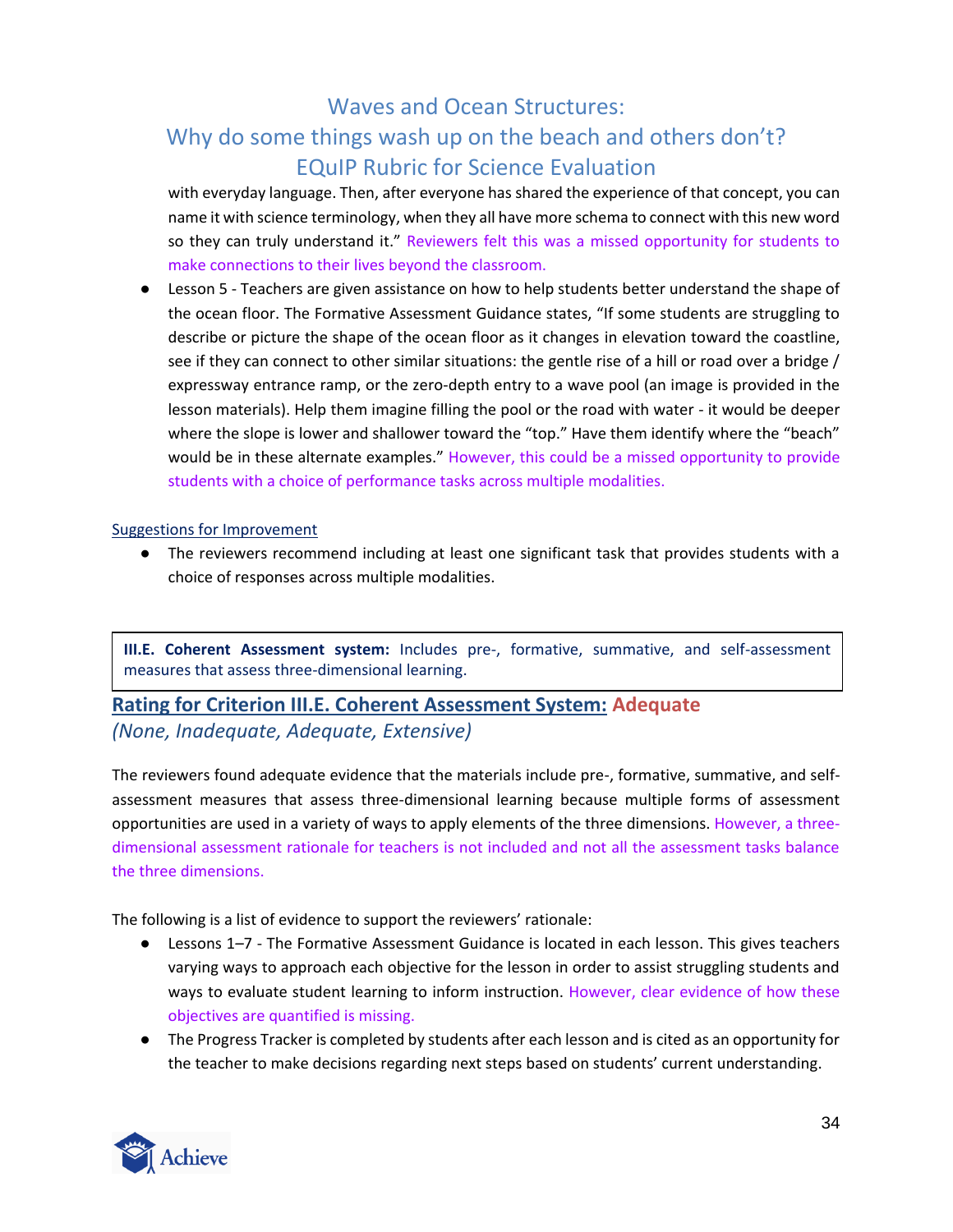with everyday language. Then, after everyone has shared the experience of that concept, you can name it with science terminology, when they all have more schema to connect with this new word so they can truly understand it." Reviewers felt this was a missed opportunity for students to make connections to their lives beyond the classroom.

- Lesson 5 - Teachers are given assistance on how to help students better understand the shape of the ocean floor. The Formative Assessment Guidance states, "If some students are struggling to describe or picture the shape of the ocean floor as it changes in elevation toward the coastline, see if they can connect to other similar situations: the gentle rise of a hill or road over a bridge / expressway entrance ramp, or the zero-depth entry to a wave pool (an image is provided in the lesson materials). Help them imagine filling the pool or the road with water - it would be deeper where the slope is lower and shallower toward the "top." Have them identify where the "beach" would be in these alternate examples." However, this could be a missed opportunity to provide students with a choice of performance tasks across multiple modalities.

Suggestions for Improvement

- The reviewers recommend including at least one significant task that provides students with a choice of responses across multiple modalities.

**III.E. Coherent Assessment system:** Includes pre-, formative, summative, and self-assessment measures that assess three-dimensional learning.

## Rating for Criterion III.E. Coherent Assessment System: Adequate

*(None, Inadequate, Adequate, Extensive)*

The reviewers found adequate evidence that the materials include pre-, formative, summative, and self-assessment measures that assess three-dimensional learning because multiple forms of assessment opportunities are used in a variety of ways to apply elements of the three dimensions. However, a three-dimensional assessment rationale for teachers is not included and not all the assessment tasks balance the three dimensions.

The following is a list of evidence to support the reviewers' rationale:

- Lessons 1–7 - The Formative Assessment Guidance is located in each lesson. This gives teachers varying ways to approach each objective for the lesson in order to assist struggling students and ways to evaluate student learning to inform instruction. However, clear evidence of how these objectives are quantified is missing.
- The Progress Tracker is completed by students after each lesson and is cited as an opportunity for the teacher to make decisions regarding next steps based on students' current understanding.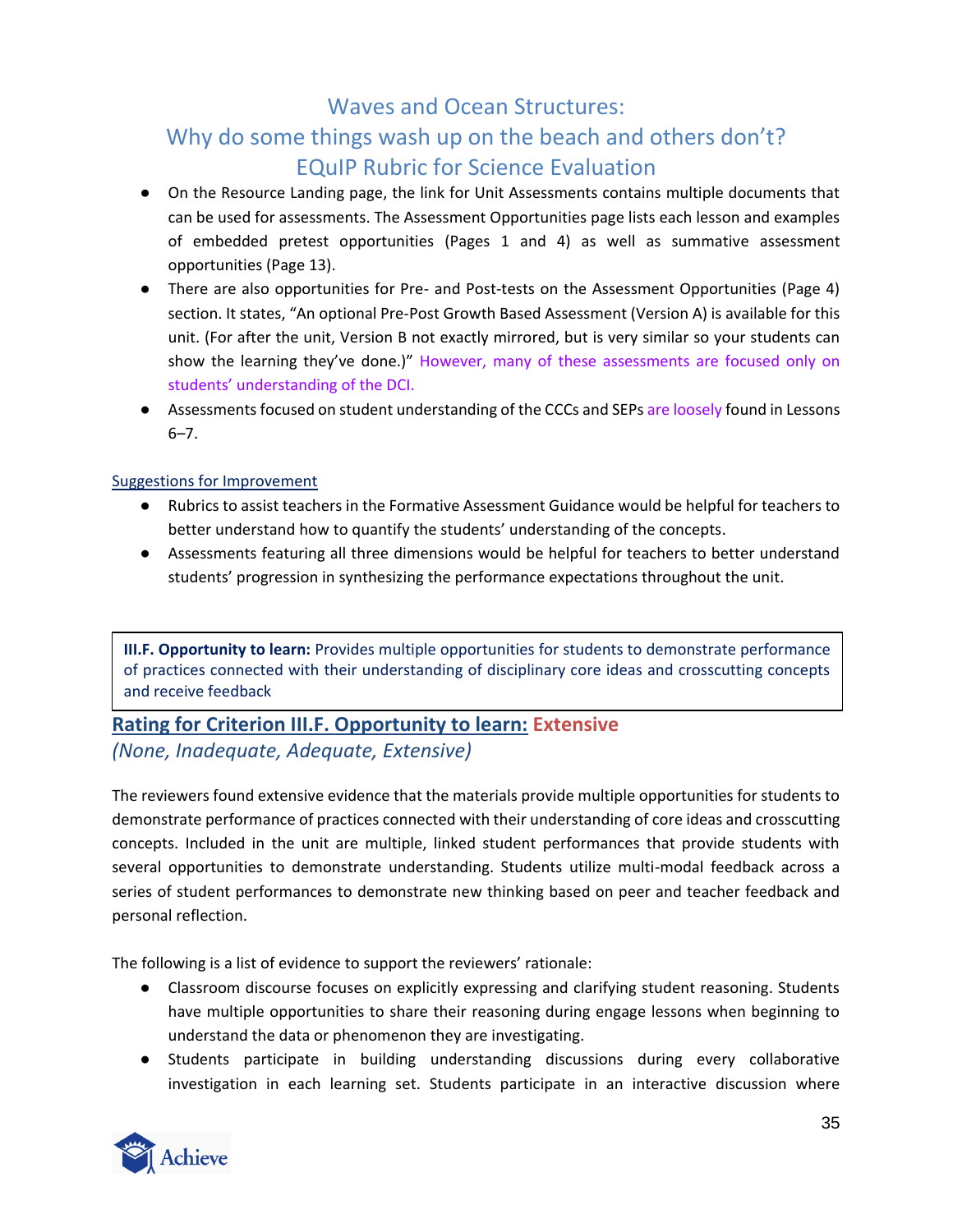- On the Resource Landing page, the link for Unit Assessments contains multiple documents that can be used for assessments. The Assessment Opportunities page lists each lesson and examples of embedded pretest opportunities (Pages 1 and 4) as well as summative assessment opportunities (Page 13).
- There are also opportunities for Pre- and Post-tests on the Assessment Opportunities (Page 4) section. It states, "An optional Pre-Post Growth Based Assessment (Version A) is available for this unit. (For after the unit, Version B not exactly mirrored, but is very similar so your students can show the learning they've done.)" However, many of these assessments are focused only on students' understanding of the DCI.
- Assessments focused on student understanding of the CCCs and SEPs are loosely found in Lessons 6–7.

Suggestions for Improvement

- Rubrics to assist teachers in the Formative Assessment Guidance would be helpful for teachers to better understand how to quantify the students' understanding of the concepts.
- Assessments featuring all three dimensions would be helpful for teachers to better understand students' progression in synthesizing the performance expectations throughout the unit.

**III.F. Opportunity to learn:** Provides multiple opportunities for students to demonstrate performance of practices connected with their understanding of disciplinary core ideas and crosscutting concepts and receive feedback

## Rating for Criterion III.F. Opportunity to learn: Extensive

*(None, Inadequate, Adequate, Extensive)*

The reviewers found extensive evidence that the materials provide multiple opportunities for students to demonstrate performance of practices connected with their understanding of core ideas and crosscutting concepts. Included in the unit are multiple, linked student performances that provide students with several opportunities to demonstrate understanding. Students utilize multi-modal feedback across a series of student performances to demonstrate new thinking based on peer and teacher feedback and personal reflection.

The following is a list of evidence to support the reviewers' rationale:

- Classroom discourse focuses on explicitly expressing and clarifying student reasoning. Students have multiple opportunities to share their reasoning during engage lessons when beginning to understand the data or phenomenon they are investigating.
- Students participate in building understanding discussions during every collaborative investigation in each learning set. Students participate in an interactive discussion where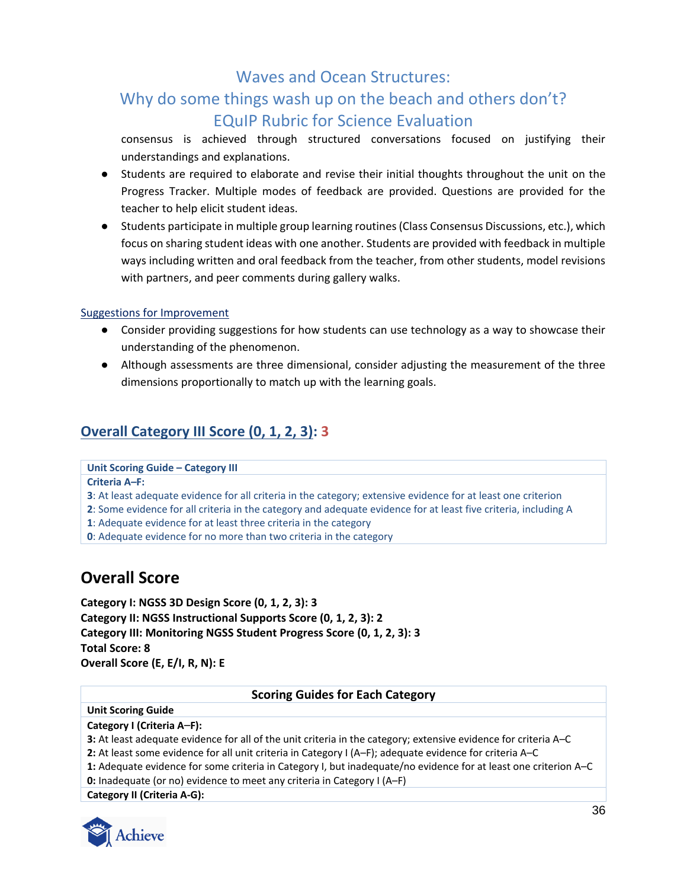consensus is achieved through structured conversations focused on justifying their understandings and explanations.

- Students are required to elaborate and revise their initial thoughts throughout the unit on the Progress Tracker. Multiple modes of feedback are provided. Questions are provided for the teacher to help elicit student ideas.
- Students participate in multiple group learning routines (Class Consensus Discussions, etc.), which focus on sharing student ideas with one another. Students are provided with feedback in multiple ways including written and oral feedback from the teacher, from other students, model revisions with partners, and peer comments during gallery walks.

Suggestions for Improvement

- Consider providing suggestions for how students can use technology as a way to showcase their understanding of the phenomenon.
- Although assessments are three dimensional, consider adjusting the measurement of the three dimensions proportionally to match up with the learning goals.

## Overall Category III Score (0, 1, 2, 3): 3

| Unit Scoring Guide – Category III |
|---|
| **Criteria A–F:** |
| **3**: At least adequate evidence for all criteria in the category; extensive evidence for at least one criterion |
| **2**: Some evidence for all criteria in the category and adequate evidence for at least five criteria, including A |
| **1**: Adequate evidence for at least three criteria in the category |
| **0**: Adequate evidence for no more than two criteria in the category |

## Overall Score

**Category I: NGSS 3D Design Score (0, 1, 2, 3): 3**
**Category II: NGSS Instructional Supports Score (0, 1, 2, 3): 2**
**Category III: Monitoring NGSS Student Progress Score (0, 1, 2, 3): 3**
**Total Score: 8**
**Overall Score (E, E/I, R, N): E**

| Scoring Guides for Each Category |
|---|
| **Unit Scoring Guide** |
| **Category I (Criteria A–F):** |
| **3:** At least adequate evidence for all of the unit criteria in the category; extensive evidence for criteria A–C |
| **2:** At least some evidence for all unit criteria in Category I (A–F); adequate evidence for criteria A–C |
| **1:** Adequate evidence for some criteria in Category I, but inadequate/no evidence for at least one criterion A–C |
| **0:** Inadequate (or no) evidence to meet any criteria in Category I (A–F) |
| **Category II (Criteria A-G):** |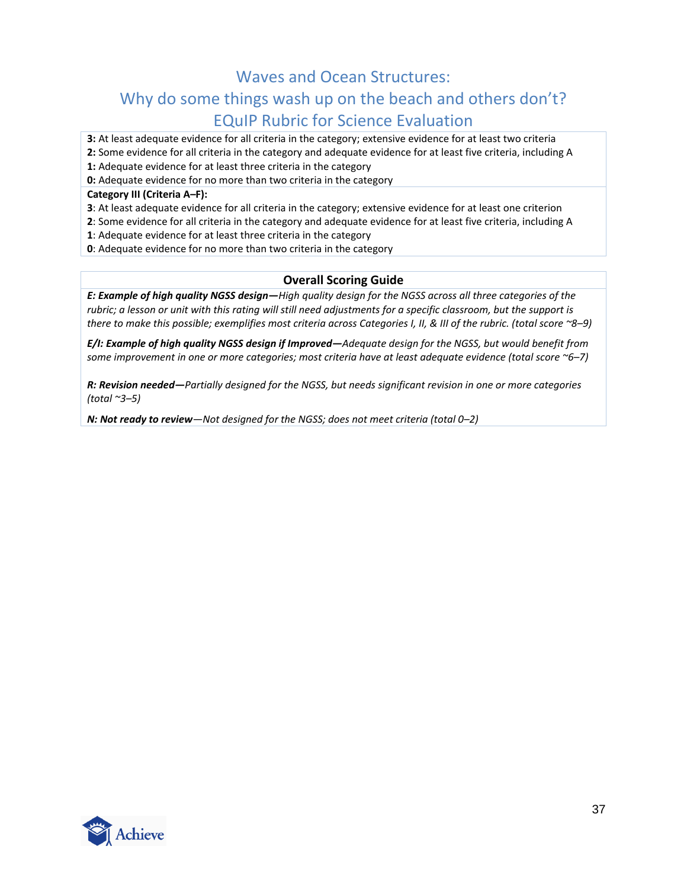# Waves and Ocean Structures:
# Why do some things wash up on the beach and others don't?
# EQuIP Rubric for Science Evaluation

**3:** At least adequate evidence for all criteria in the category; extensive evidence for at least two criteria
**2:** Some evidence for all criteria in the category and adequate evidence for at least five criteria, including A
**1:** Adequate evidence for at least three criteria in the category
**0:** Adequate evidence for no more than two criteria in the category

**Category III (Criteria A–F):**
**3**: At least adequate evidence for all criteria in the category; extensive evidence for at least one criterion
**2**: Some evidence for all criteria in the category and adequate evidence for at least five criteria, including A
**1**: Adequate evidence for at least three criteria in the category
**0**: Adequate evidence for no more than two criteria in the category

## Overall Scoring Guide

***E: Example of high quality NGSS design—****High quality design for the NGSS across all three categories of the rubric; a lesson or unit with this rating will still need adjustments for a specific classroom, but the support is there to make this possible; exemplifies most criteria across Categories I, II, & III of the rubric. (total score ~8–9)*

***E/I: Example of high quality NGSS design if Improved—****Adequate design for the NGSS, but would benefit from some improvement in one or more categories; most criteria have at least adequate evidence (total score ~6–7)*

***R: Revision needed—****Partially designed for the NGSS, but needs significant revision in one or more categories (total ~3–5)*

***N: Not ready to review****—Not designed for the NGSS; does not meet criteria (total 0–2)*